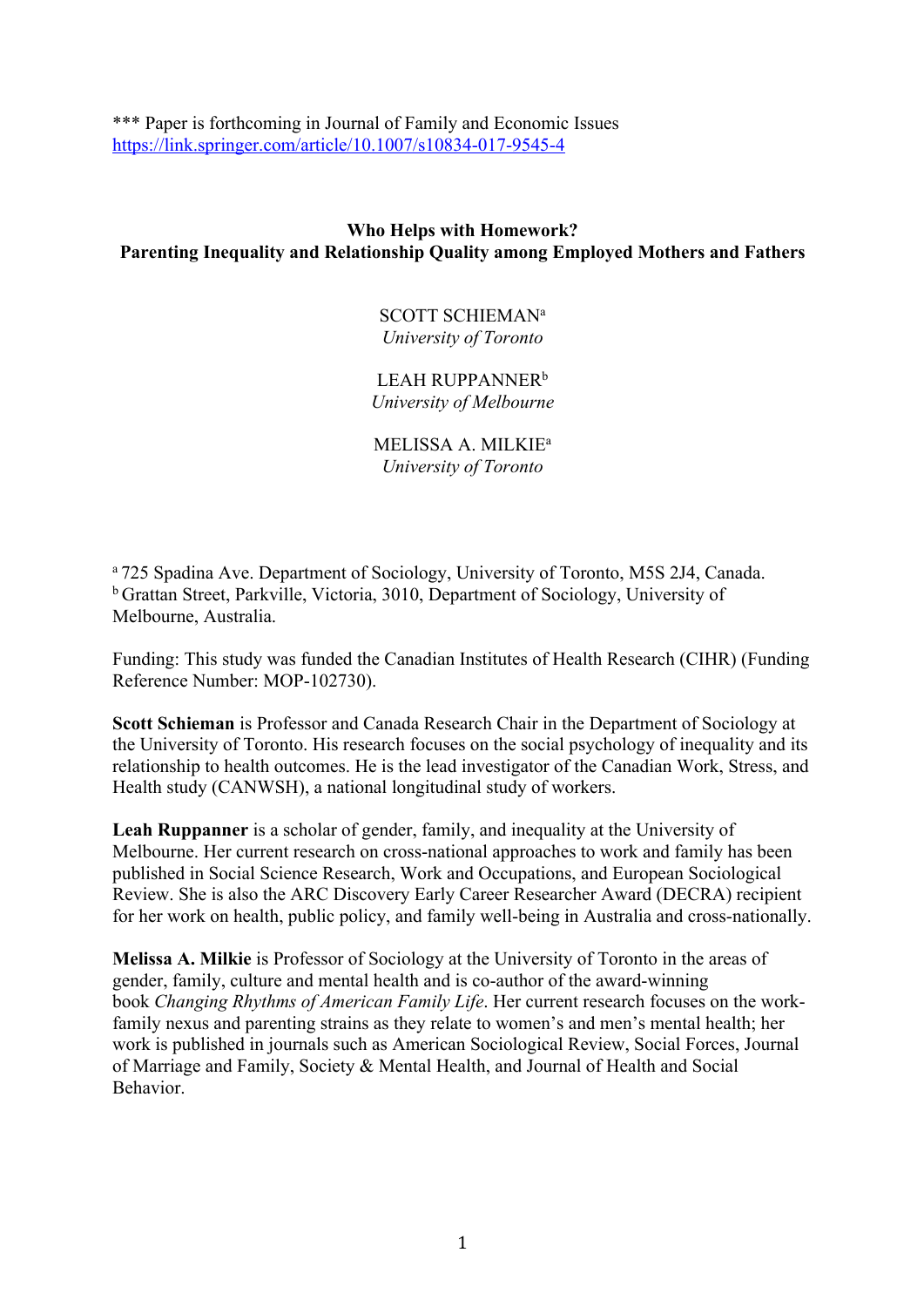*** Paper is forthcoming in Journal of Family and Economic Issues
https://link.springer.com/article/10.1007/s10834-017-9545-4

# Who Helps with Homework? Parenting Inequality and Relationship Quality among Employed Mothers and Fathers

SCOTT SCHIEMAN[a]
*University of Toronto*

LEAH RUPPANNER[b]
*University of Melbourne*

MELISSA A. MILKIE[a]
*University of Toronto*

[a] 725 Spadina Ave. Department of Sociology, University of Toronto, M5S 2J4, Canada.
[b] Grattan Street, Parkville, Victoria, 3010, Department of Sociology, University of Melbourne, Australia.

Funding: This study was funded the Canadian Institutes of Health Research (CIHR) (Funding Reference Number: MOP-102730).

**Scott Schieman** is Professor and Canada Research Chair in the Department of Sociology at the University of Toronto. His research focuses on the social psychology of inequality and its relationship to health outcomes. He is the lead investigator of the Canadian Work, Stress, and Health study (CANWSH), a national longitudinal study of workers.

**Leah Ruppanner** is a scholar of gender, family, and inequality at the University of Melbourne. Her current research on cross-national approaches to work and family has been published in Social Science Research, Work and Occupations, and European Sociological Review. She is also the ARC Discovery Early Career Researcher Award (DECRA) recipient for her work on health, public policy, and family well-being in Australia and cross-nationally.

**Melissa A. Milkie** is Professor of Sociology at the University of Toronto in the areas of gender, family, culture and mental health and is co-author of the award-winning book *Changing Rhythms of American Family Life*. Her current research focuses on the work-family nexus and parenting strains as they relate to women's and men's mental health; her work is published in journals such as American Sociological Review, Social Forces, Journal of Marriage and Family, Society & Mental Health, and Journal of Health and Social Behavior.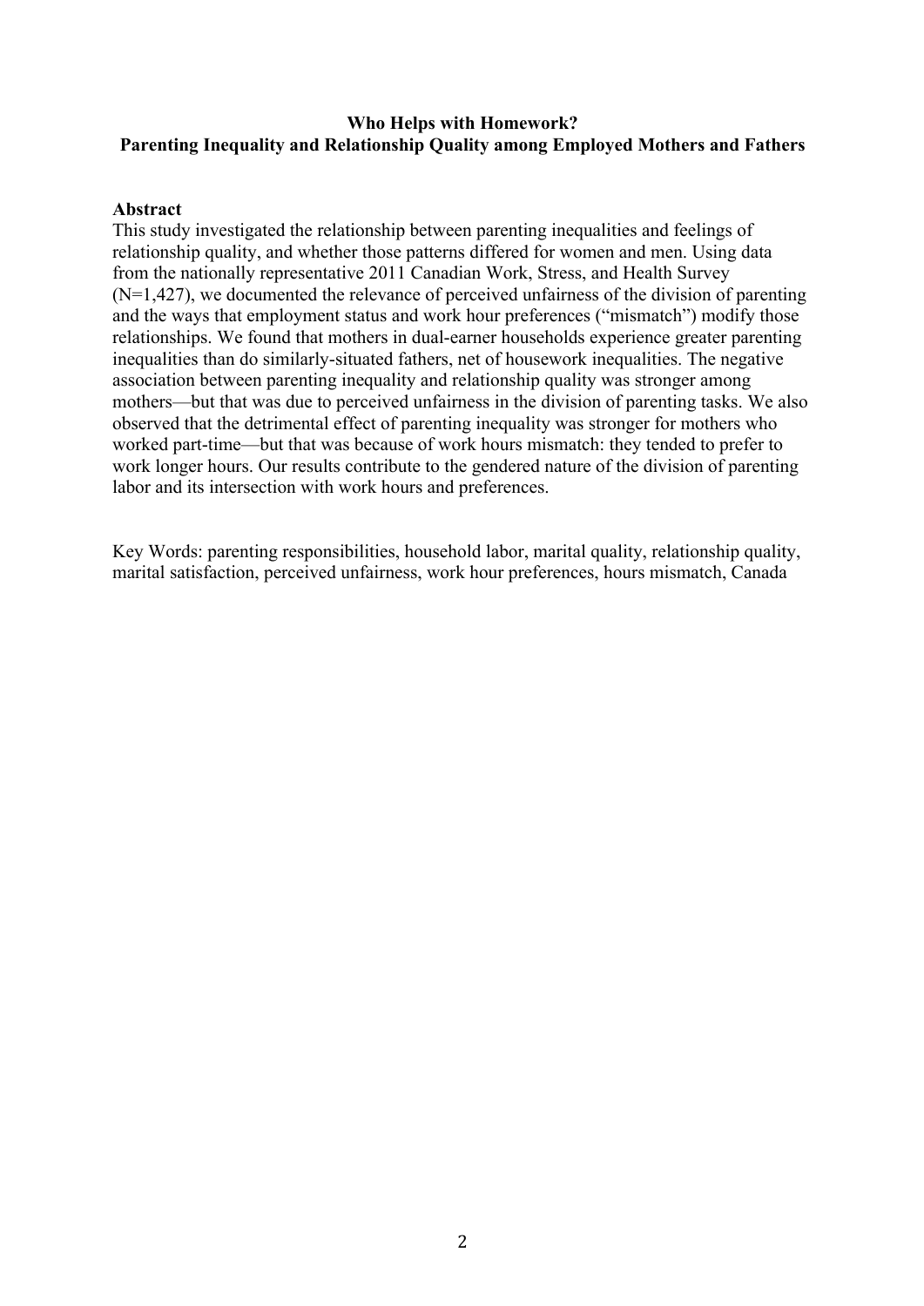**Who Helps with Homework?**
**Parenting Inequality and Relationship Quality among Employed Mothers and Fathers**

**Abstract**

This study investigated the relationship between parenting inequalities and feelings of relationship quality, and whether those patterns differed for women and men. Using data from the nationally representative 2011 Canadian Work, Stress, and Health Survey (N=1,427), we documented the relevance of perceived unfairness of the division of parenting and the ways that employment status and work hour preferences ("mismatch") modify those relationships. We found that mothers in dual-earner households experience greater parenting inequalities than do similarly-situated fathers, net of housework inequalities. The negative association between parenting inequality and relationship quality was stronger among mothers—but that was due to perceived unfairness in the division of parenting tasks. We also observed that the detrimental effect of parenting inequality was stronger for mothers who worked part-time—but that was because of work hours mismatch: they tended to prefer to work longer hours. Our results contribute to the gendered nature of the division of parenting labor and its intersection with work hours and preferences.

Key Words: parenting responsibilities, household labor, marital quality, relationship quality, marital satisfaction, perceived unfairness, work hour preferences, hours mismatch, Canada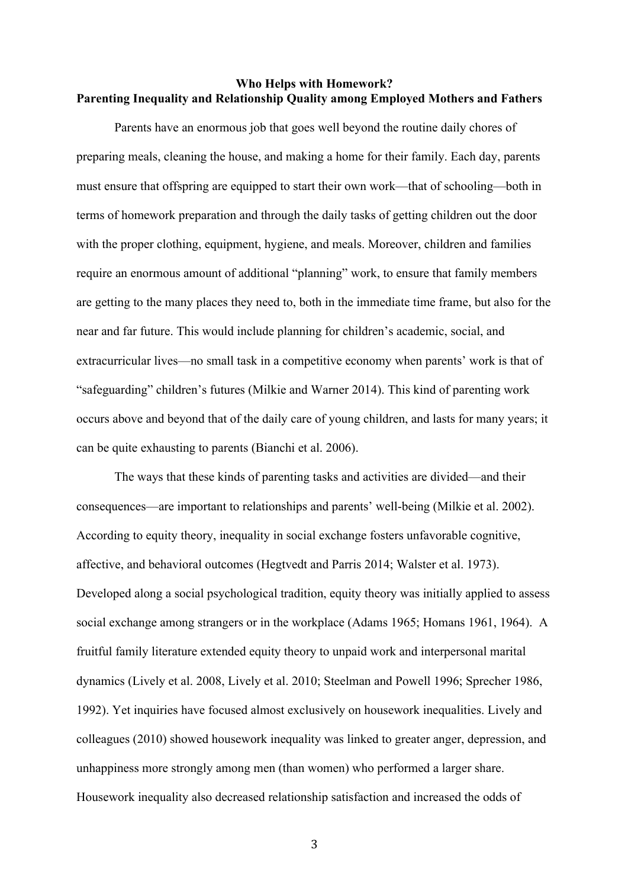**Who Helps with Homework?**
**Parenting Inequality and Relationship Quality among Employed Mothers and Fathers**

Parents have an enormous job that goes well beyond the routine daily chores of preparing meals, cleaning the house, and making a home for their family. Each day, parents must ensure that offspring are equipped to start their own work—that of schooling—both in terms of homework preparation and through the daily tasks of getting children out the door with the proper clothing, equipment, hygiene, and meals. Moreover, children and families require an enormous amount of additional "planning" work, to ensure that family members are getting to the many places they need to, both in the immediate time frame, but also for the near and far future. This would include planning for children's academic, social, and extracurricular lives—no small task in a competitive economy when parents' work is that of "safeguarding" children's futures (Milkie and Warner 2014). This kind of parenting work occurs above and beyond that of the daily care of young children, and lasts for many years; it can be quite exhausting to parents (Bianchi et al. 2006).

The ways that these kinds of parenting tasks and activities are divided—and their consequences—are important to relationships and parents' well-being (Milkie et al. 2002). According to equity theory, inequality in social exchange fosters unfavorable cognitive, affective, and behavioral outcomes (Hegtvedt and Parris 2014; Walster et al. 1973). Developed along a social psychological tradition, equity theory was initially applied to assess social exchange among strangers or in the workplace (Adams 1965; Homans 1961, 1964). A fruitful family literature extended equity theory to unpaid work and interpersonal marital dynamics (Lively et al. 2008, Lively et al. 2010; Steelman and Powell 1996; Sprecher 1986, 1992). Yet inquiries have focused almost exclusively on housework inequalities. Lively and colleagues (2010) showed housework inequality was linked to greater anger, depression, and unhappiness more strongly among men (than women) who performed a larger share. Housework inequality also decreased relationship satisfaction and increased the odds of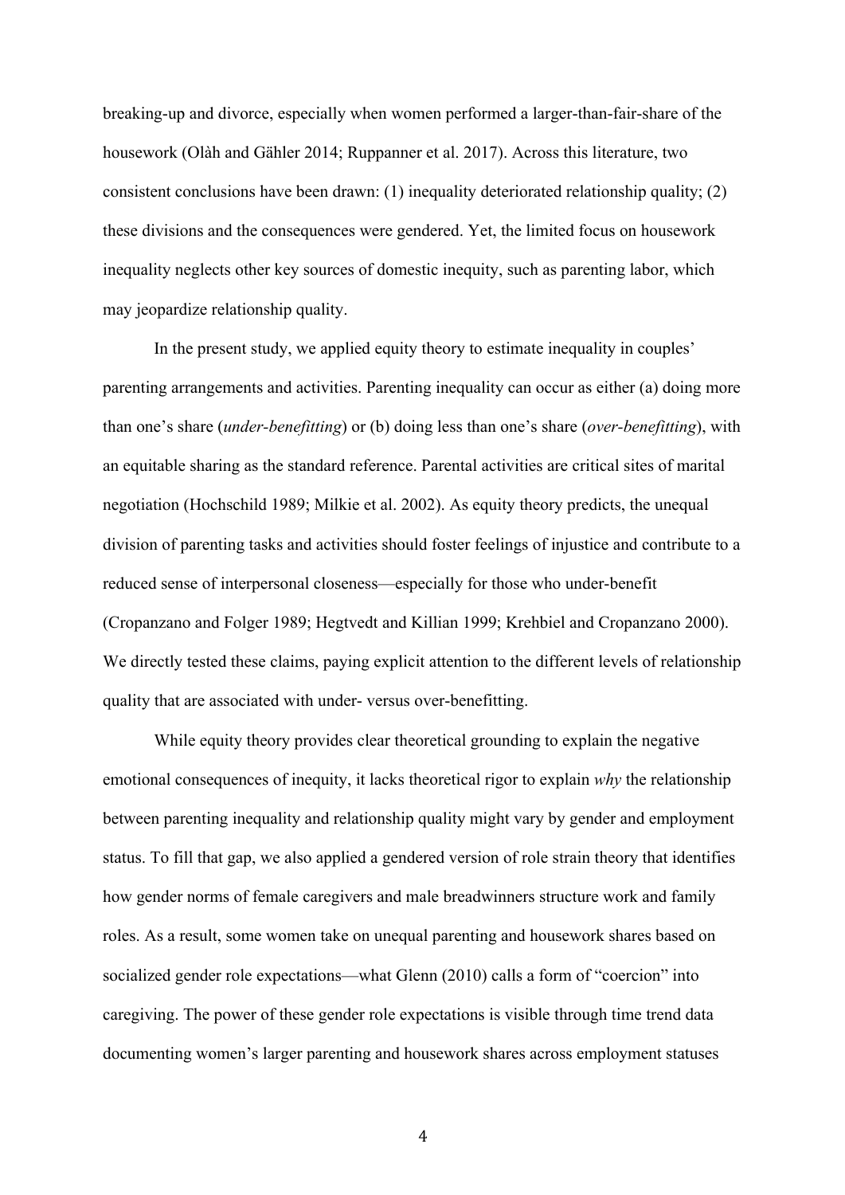breaking-up and divorce, especially when women performed a larger-than-fair-share of the housework (Olàh and Gähler 2014; Ruppanner et al. 2017). Across this literature, two consistent conclusions have been drawn: (1) inequality deteriorated relationship quality; (2) these divisions and the consequences were gendered. Yet, the limited focus on housework inequality neglects other key sources of domestic inequity, such as parenting labor, which may jeopardize relationship quality.

In the present study, we applied equity theory to estimate inequality in couples' parenting arrangements and activities. Parenting inequality can occur as either (a) doing more than one's share (*under-benefitting*) or (b) doing less than one's share (*over-benefitting*), with an equitable sharing as the standard reference. Parental activities are critical sites of marital negotiation (Hochschild 1989; Milkie et al. 2002). As equity theory predicts, the unequal division of parenting tasks and activities should foster feelings of injustice and contribute to a reduced sense of interpersonal closeness—especially for those who under-benefit (Cropanzano and Folger 1989; Hegtvedt and Killian 1999; Krehbiel and Cropanzano 2000). We directly tested these claims, paying explicit attention to the different levels of relationship quality that are associated with under- versus over-benefitting.

While equity theory provides clear theoretical grounding to explain the negative emotional consequences of inequity, it lacks theoretical rigor to explain *why* the relationship between parenting inequality and relationship quality might vary by gender and employment status. To fill that gap, we also applied a gendered version of role strain theory that identifies how gender norms of female caregivers and male breadwinners structure work and family roles. As a result, some women take on unequal parenting and housework shares based on socialized gender role expectations—what Glenn (2010) calls a form of "coercion" into caregiving. The power of these gender role expectations is visible through time trend data documenting women's larger parenting and housework shares across employment statuses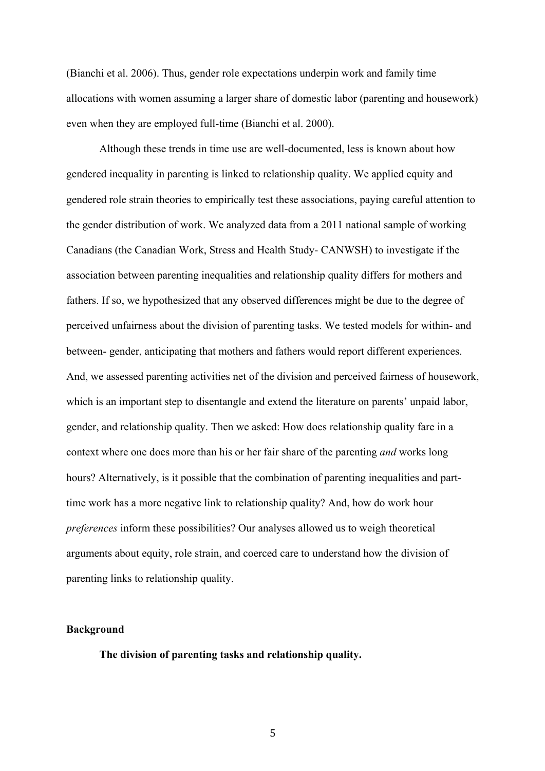(Bianchi et al. 2006). Thus, gender role expectations underpin work and family time allocations with women assuming a larger share of domestic labor (parenting and housework) even when they are employed full-time (Bianchi et al. 2000).

Although these trends in time use are well-documented, less is known about how gendered inequality in parenting is linked to relationship quality. We applied equity and gendered role strain theories to empirically test these associations, paying careful attention to the gender distribution of work. We analyzed data from a 2011 national sample of working Canadians (the Canadian Work, Stress and Health Study- CANWSH) to investigate if the association between parenting inequalities and relationship quality differs for mothers and fathers. If so, we hypothesized that any observed differences might be due to the degree of perceived unfairness about the division of parenting tasks. We tested models for within- and between- gender, anticipating that mothers and fathers would report different experiences. And, we assessed parenting activities net of the division and perceived fairness of housework, which is an important step to disentangle and extend the literature on parents' unpaid labor, gender, and relationship quality. Then we asked: How does relationship quality fare in a context where one does more than his or her fair share of the parenting *and* works long hours? Alternatively, is it possible that the combination of parenting inequalities and part-time work has a more negative link to relationship quality? And, how do work hour *preferences* inform these possibilities? Our analyses allowed us to weigh theoretical arguments about equity, role strain, and coerced care to understand how the division of parenting links to relationship quality.

## Background

### The division of parenting tasks and relationship quality.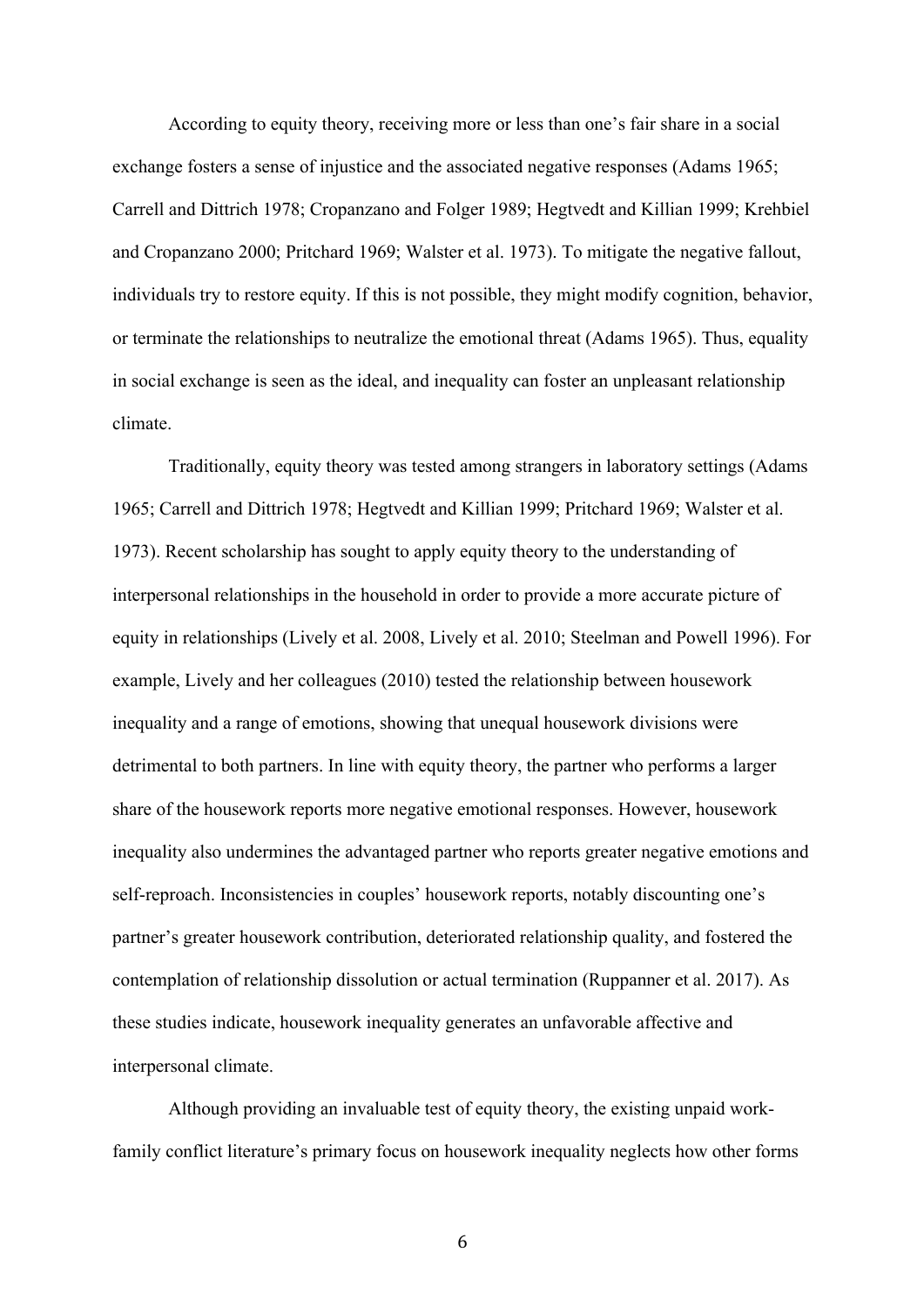According to equity theory, receiving more or less than one's fair share in a social exchange fosters a sense of injustice and the associated negative responses (Adams 1965; Carrell and Dittrich 1978; Cropanzano and Folger 1989; Hegtvedt and Killian 1999; Krehbiel and Cropanzano 2000; Pritchard 1969; Walster et al. 1973). To mitigate the negative fallout, individuals try to restore equity. If this is not possible, they might modify cognition, behavior, or terminate the relationships to neutralize the emotional threat (Adams 1965). Thus, equality in social exchange is seen as the ideal, and inequality can foster an unpleasant relationship climate.

Traditionally, equity theory was tested among strangers in laboratory settings (Adams 1965; Carrell and Dittrich 1978; Hegtvedt and Killian 1999; Pritchard 1969; Walster et al. 1973). Recent scholarship has sought to apply equity theory to the understanding of interpersonal relationships in the household in order to provide a more accurate picture of equity in relationships (Lively et al. 2008, Lively et al. 2010; Steelman and Powell 1996). For example, Lively and her colleagues (2010) tested the relationship between housework inequality and a range of emotions, showing that unequal housework divisions were detrimental to both partners. In line with equity theory, the partner who performs a larger share of the housework reports more negative emotional responses. However, housework inequality also undermines the advantaged partner who reports greater negative emotions and self-reproach. Inconsistencies in couples' housework reports, notably discounting one's partner's greater housework contribution, deteriorated relationship quality, and fostered the contemplation of relationship dissolution or actual termination (Ruppanner et al. 2017). As these studies indicate, housework inequality generates an unfavorable affective and interpersonal climate.

Although providing an invaluable test of equity theory, the existing unpaid work-family conflict literature's primary focus on housework inequality neglects how other forms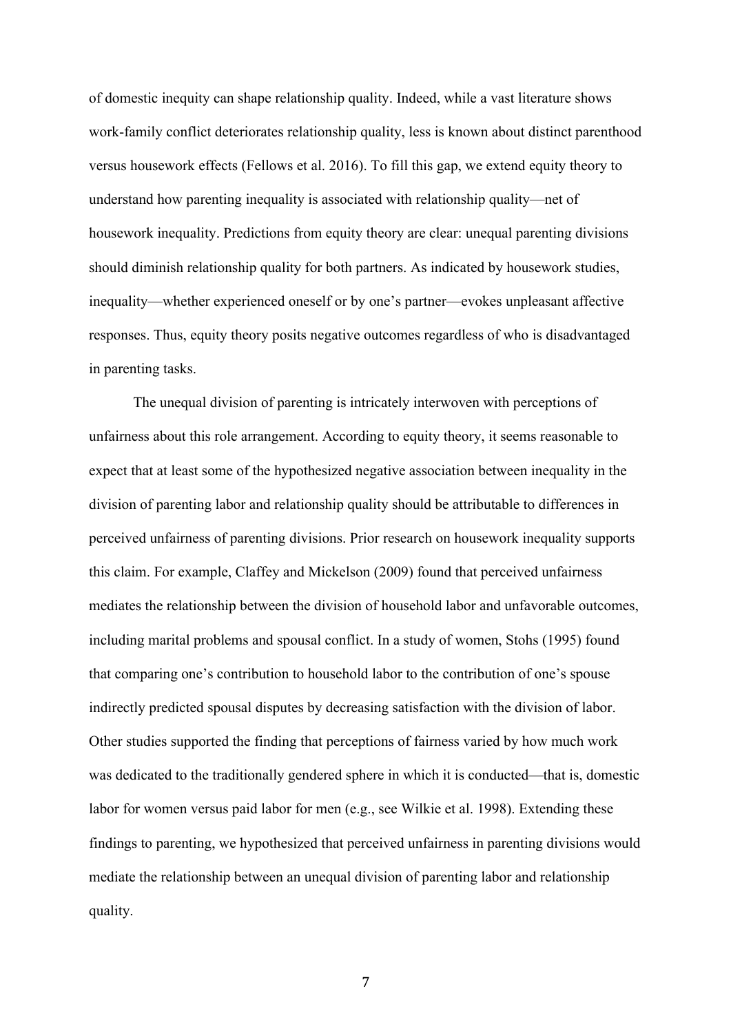of domestic inequity can shape relationship quality. Indeed, while a vast literature shows work-family conflict deteriorates relationship quality, less is known about distinct parenthood versus housework effects (Fellows et al. 2016). To fill this gap, we extend equity theory to understand how parenting inequality is associated with relationship quality—net of housework inequality. Predictions from equity theory are clear: unequal parenting divisions should diminish relationship quality for both partners. As indicated by housework studies, inequality—whether experienced oneself or by one's partner—evokes unpleasant affective responses. Thus, equity theory posits negative outcomes regardless of who is disadvantaged in parenting tasks.

The unequal division of parenting is intricately interwoven with perceptions of unfairness about this role arrangement. According to equity theory, it seems reasonable to expect that at least some of the hypothesized negative association between inequality in the division of parenting labor and relationship quality should be attributable to differences in perceived unfairness of parenting divisions. Prior research on housework inequality supports this claim. For example, Claffey and Mickelson (2009) found that perceived unfairness mediates the relationship between the division of household labor and unfavorable outcomes, including marital problems and spousal conflict. In a study of women, Stohs (1995) found that comparing one's contribution to household labor to the contribution of one's spouse indirectly predicted spousal disputes by decreasing satisfaction with the division of labor. Other studies supported the finding that perceptions of fairness varied by how much work was dedicated to the traditionally gendered sphere in which it is conducted—that is, domestic labor for women versus paid labor for men (e.g., see Wilkie et al. 1998). Extending these findings to parenting, we hypothesized that perceived unfairness in parenting divisions would mediate the relationship between an unequal division of parenting labor and relationship quality.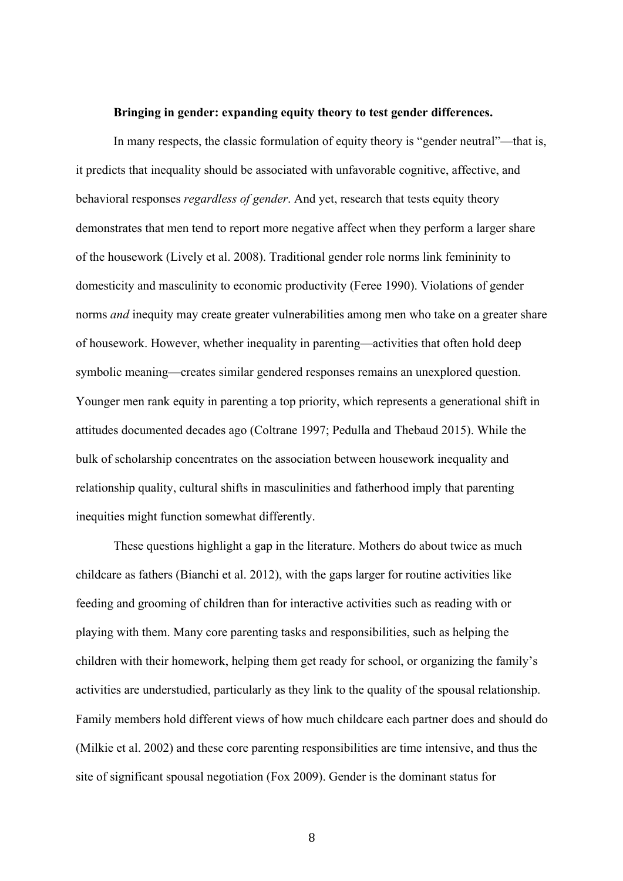**Bringing in gender: expanding equity theory to test gender differences.**

In many respects, the classic formulation of equity theory is "gender neutral"—that is, it predicts that inequality should be associated with unfavorable cognitive, affective, and behavioral responses *regardless of gender*. And yet, research that tests equity theory demonstrates that men tend to report more negative affect when they perform a larger share of the housework (Lively et al. 2008). Traditional gender role norms link femininity to domesticity and masculinity to economic productivity (Feree 1990). Violations of gender norms *and* inequity may create greater vulnerabilities among men who take on a greater share of housework. However, whether inequality in parenting—activities that often hold deep symbolic meaning—creates similar gendered responses remains an unexplored question. Younger men rank equity in parenting a top priority, which represents a generational shift in attitudes documented decades ago (Coltrane 1997; Pedulla and Thebaud 2015). While the bulk of scholarship concentrates on the association between housework inequality and relationship quality, cultural shifts in masculinities and fatherhood imply that parenting inequities might function somewhat differently.

These questions highlight a gap in the literature. Mothers do about twice as much childcare as fathers (Bianchi et al. 2012), with the gaps larger for routine activities like feeding and grooming of children than for interactive activities such as reading with or playing with them. Many core parenting tasks and responsibilities, such as helping the children with their homework, helping them get ready for school, or organizing the family's activities are understudied, particularly as they link to the quality of the spousal relationship. Family members hold different views of how much childcare each partner does and should do (Milkie et al. 2002) and these core parenting responsibilities are time intensive, and thus the site of significant spousal negotiation (Fox 2009). Gender is the dominant status for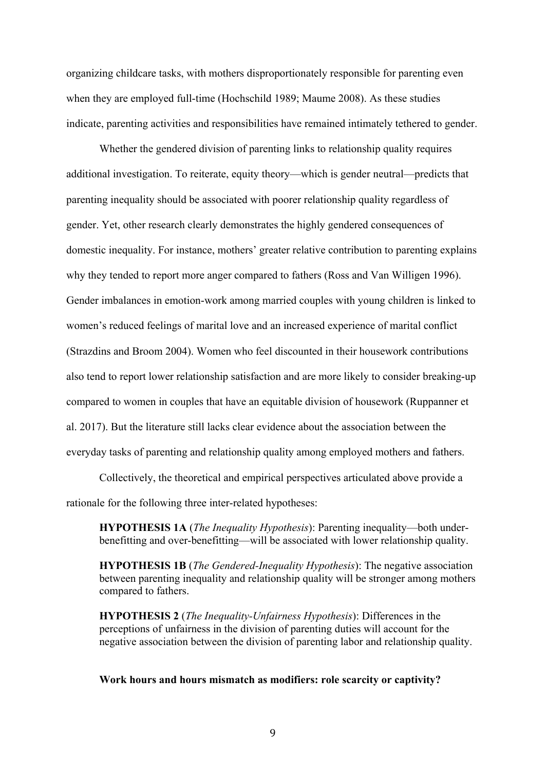organizing childcare tasks, with mothers disproportionately responsible for parenting even when they are employed full-time (Hochschild 1989; Maume 2008). As these studies indicate, parenting activities and responsibilities have remained intimately tethered to gender.

Whether the gendered division of parenting links to relationship quality requires additional investigation. To reiterate, equity theory—which is gender neutral—predicts that parenting inequality should be associated with poorer relationship quality regardless of gender. Yet, other research clearly demonstrates the highly gendered consequences of domestic inequality. For instance, mothers' greater relative contribution to parenting explains why they tended to report more anger compared to fathers (Ross and Van Willigen 1996). Gender imbalances in emotion-work among married couples with young children is linked to women's reduced feelings of marital love and an increased experience of marital conflict (Strazdins and Broom 2004). Women who feel discounted in their housework contributions also tend to report lower relationship satisfaction and are more likely to consider breaking-up compared to women in couples that have an equitable division of housework (Ruppanner et al. 2017). But the literature still lacks clear evidence about the association between the everyday tasks of parenting and relationship quality among employed mothers and fathers.

Collectively, the theoretical and empirical perspectives articulated above provide a rationale for the following three inter-related hypotheses:

> **HYPOTHESIS 1A** (*The Inequality Hypothesis*): Parenting inequality—both under-benefitting and over-benefitting—will be associated with lower relationship quality.
>
> **HYPOTHESIS 1B** (*The Gendered-Inequality Hypothesis*): The negative association between parenting inequality and relationship quality will be stronger among mothers compared to fathers.
>
> **HYPOTHESIS 2** (*The Inequality-Unfairness Hypothesis*): Differences in the perceptions of unfairness in the division of parenting duties will account for the negative association between the division of parenting labor and relationship quality.

### Work hours and hours mismatch as modifiers: role scarcity or captivity?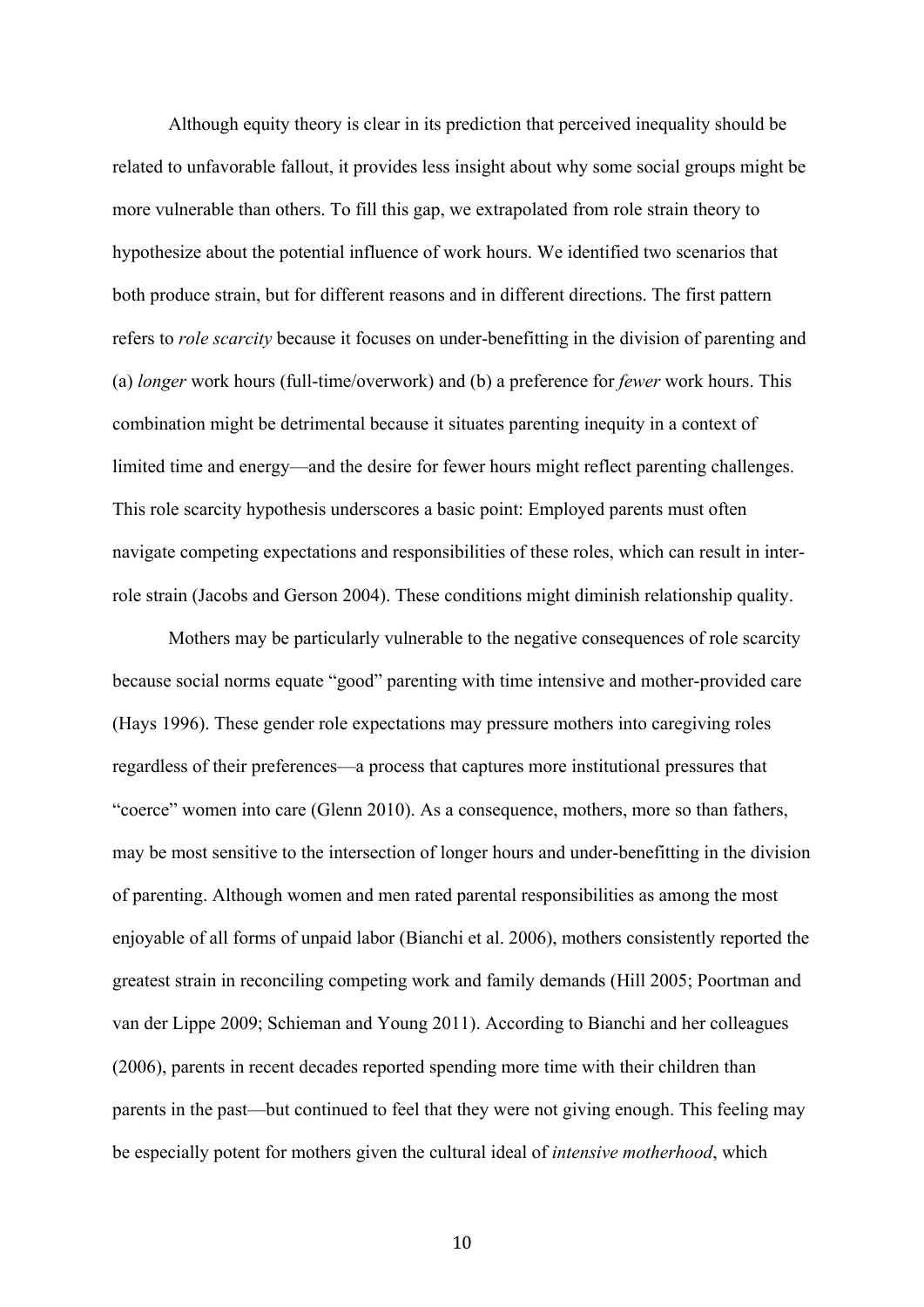Although equity theory is clear in its prediction that perceived inequality should be related to unfavorable fallout, it provides less insight about why some social groups might be more vulnerable than others. To fill this gap, we extrapolated from role strain theory to hypothesize about the potential influence of work hours. We identified two scenarios that both produce strain, but for different reasons and in different directions. The first pattern refers to *role scarcity* because it focuses on under-benefitting in the division of parenting and (a) *longer* work hours (full-time/overwork) and (b) a preference for *fewer* work hours. This combination might be detrimental because it situates parenting inequity in a context of limited time and energy—and the desire for fewer hours might reflect parenting challenges. This role scarcity hypothesis underscores a basic point: Employed parents must often navigate competing expectations and responsibilities of these roles, which can result in inter-role strain (Jacobs and Gerson 2004). These conditions might diminish relationship quality.

Mothers may be particularly vulnerable to the negative consequences of role scarcity because social norms equate "good" parenting with time intensive and mother-provided care (Hays 1996). These gender role expectations may pressure mothers into caregiving roles regardless of their preferences—a process that captures more institutional pressures that "coerce" women into care (Glenn 2010). As a consequence, mothers, more so than fathers, may be most sensitive to the intersection of longer hours and under-benefitting in the division of parenting. Although women and men rated parental responsibilities as among the most enjoyable of all forms of unpaid labor (Bianchi et al. 2006), mothers consistently reported the greatest strain in reconciling competing work and family demands (Hill 2005; Poortman and van der Lippe 2009; Schieman and Young 2011). According to Bianchi and her colleagues (2006), parents in recent decades reported spending more time with their children than parents in the past—but continued to feel that they were not giving enough. This feeling may be especially potent for mothers given the cultural ideal of *intensive motherhood*, which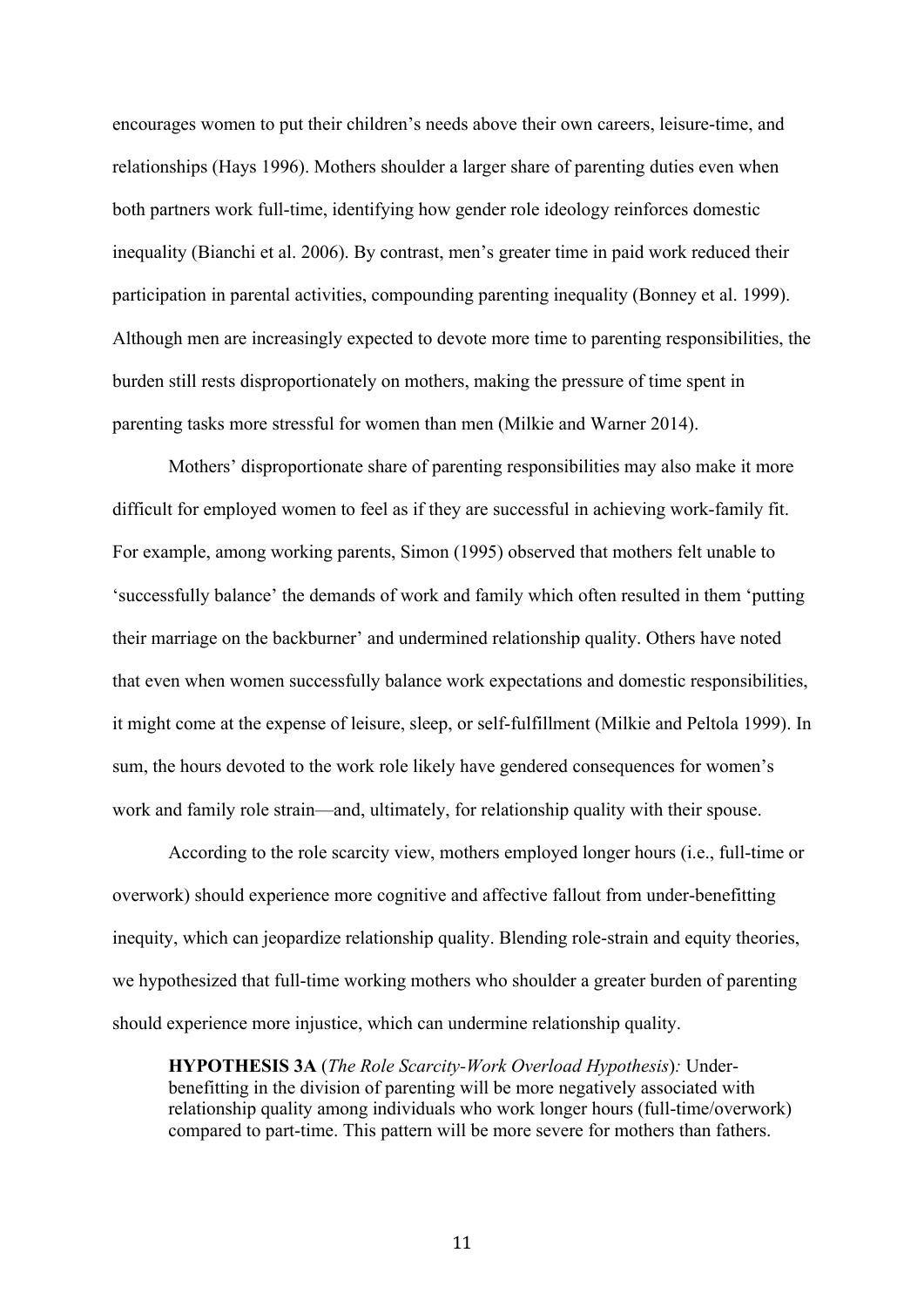encourages women to put their children's needs above their own careers, leisure-time, and relationships (Hays 1996). Mothers shoulder a larger share of parenting duties even when both partners work full-time, identifying how gender role ideology reinforces domestic inequality (Bianchi et al. 2006). By contrast, men's greater time in paid work reduced their participation in parental activities, compounding parenting inequality (Bonney et al. 1999). Although men are increasingly expected to devote more time to parenting responsibilities, the burden still rests disproportionately on mothers, making the pressure of time spent in parenting tasks more stressful for women than men (Milkie and Warner 2014).

Mothers' disproportionate share of parenting responsibilities may also make it more difficult for employed women to feel as if they are successful in achieving work-family fit. For example, among working parents, Simon (1995) observed that mothers felt unable to 'successfully balance' the demands of work and family which often resulted in them 'putting their marriage on the backburner' and undermined relationship quality. Others have noted that even when women successfully balance work expectations and domestic responsibilities, it might come at the expense of leisure, sleep, or self-fulfillment (Milkie and Peltola 1999). In sum, the hours devoted to the work role likely have gendered consequences for women's work and family role strain—and, ultimately, for relationship quality with their spouse.

According to the role scarcity view, mothers employed longer hours (i.e., full-time or overwork) should experience more cognitive and affective fallout from under-benefitting inequity, which can jeopardize relationship quality. Blending role-strain and equity theories, we hypothesized that full-time working mothers who shoulder a greater burden of parenting should experience more injustice, which can undermine relationship quality.

> **HYPOTHESIS 3A** (*The Role Scarcity-Work Overload Hypothesis*)*:* Under-benefitting in the division of parenting will be more negatively associated with relationship quality among individuals who work longer hours (full-time/overwork) compared to part-time. This pattern will be more severe for mothers than fathers.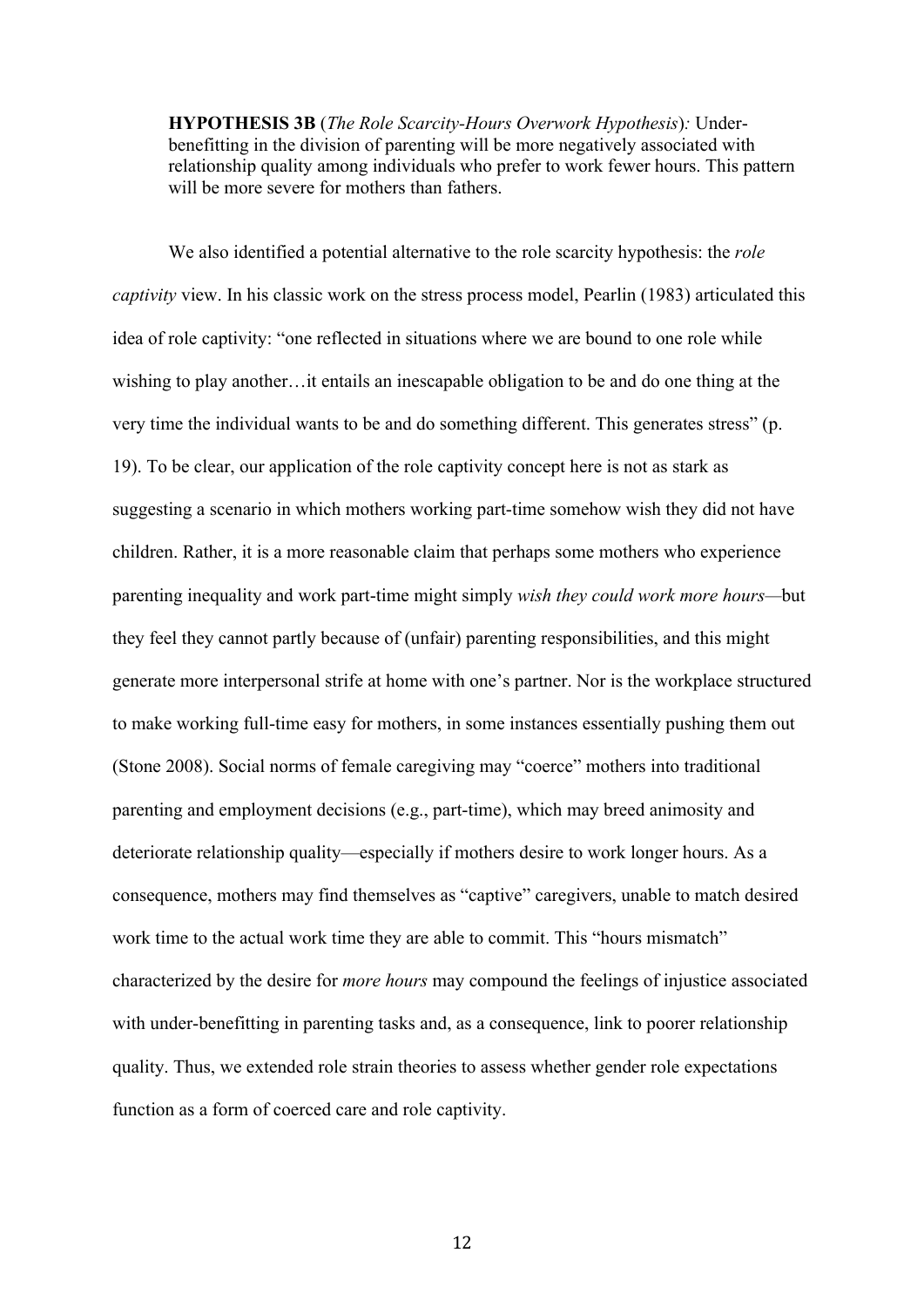**HYPOTHESIS 3B** (*The Role Scarcity-Hours Overwork Hypothesis*)*:* Under-benefitting in the division of parenting will be more negatively associated with relationship quality among individuals who prefer to work fewer hours. This pattern will be more severe for mothers than fathers.

We also identified a potential alternative to the role scarcity hypothesis: the *role captivity* view. In his classic work on the stress process model, Pearlin (1983) articulated this idea of role captivity: "one reflected in situations where we are bound to one role while wishing to play another…it entails an inescapable obligation to be and do one thing at the very time the individual wants to be and do something different. This generates stress" (p. 19). To be clear, our application of the role captivity concept here is not as stark as suggesting a scenario in which mothers working part-time somehow wish they did not have children. Rather, it is a more reasonable claim that perhaps some mothers who experience parenting inequality and work part-time might simply *wish they could work more hours*—but they feel they cannot partly because of (unfair) parenting responsibilities, and this might generate more interpersonal strife at home with one's partner. Nor is the workplace structured to make working full-time easy for mothers, in some instances essentially pushing them out (Stone 2008). Social norms of female caregiving may "coerce" mothers into traditional parenting and employment decisions (e.g., part-time), which may breed animosity and deteriorate relationship quality—especially if mothers desire to work longer hours. As a consequence, mothers may find themselves as "captive" caregivers, unable to match desired work time to the actual work time they are able to commit. This "hours mismatch" characterized by the desire for *more hours* may compound the feelings of injustice associated with under-benefitting in parenting tasks and, as a consequence, link to poorer relationship quality. Thus, we extended role strain theories to assess whether gender role expectations function as a form of coerced care and role captivity.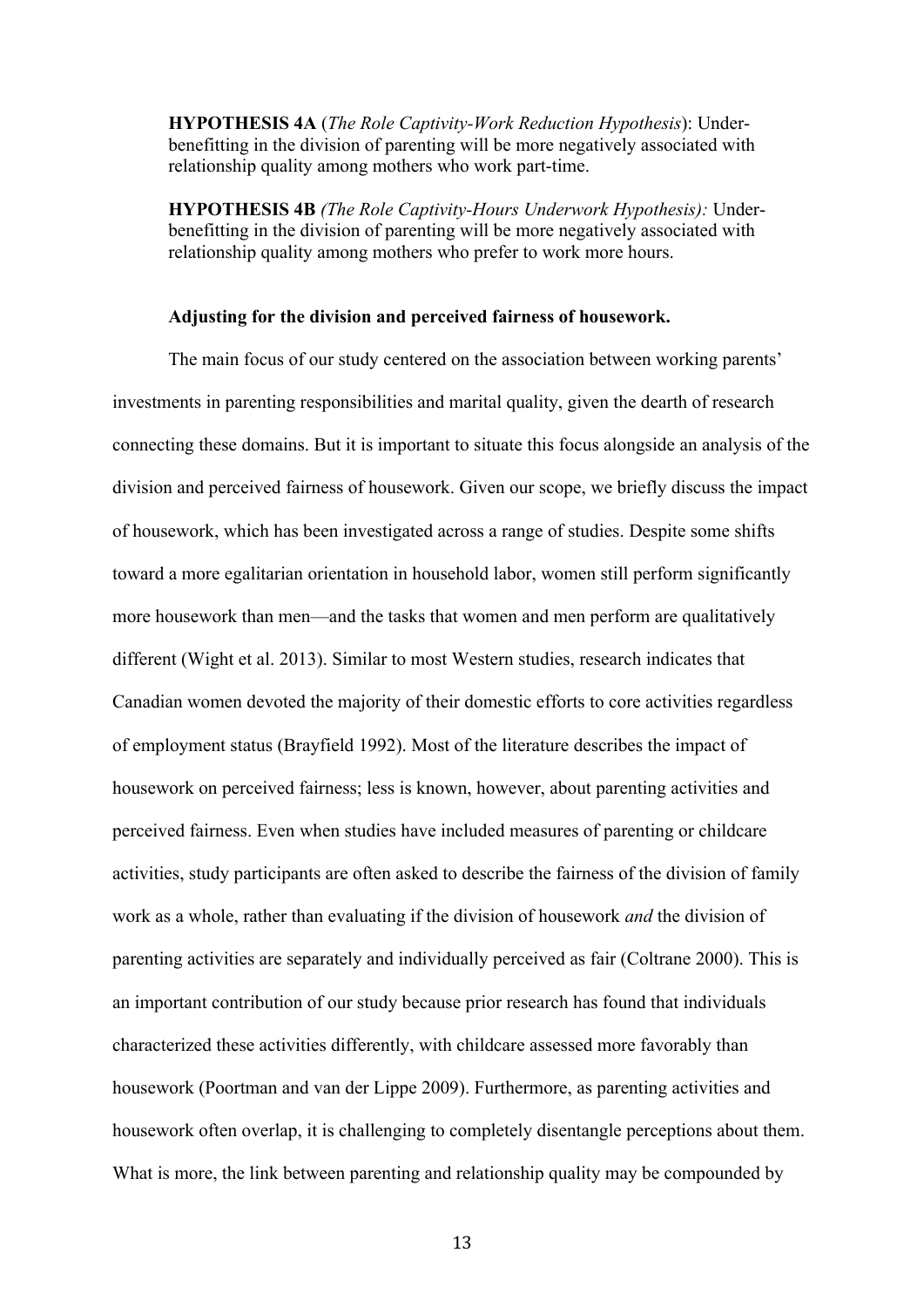**HYPOTHESIS 4A** (*The Role Captivity-Work Reduction Hypothesis*): Under-benefitting in the division of parenting will be more negatively associated with relationship quality among mothers who work part-time.

**HYPOTHESIS 4B** *(The Role Captivity-Hours Underwork Hypothesis):* Under-benefitting in the division of parenting will be more negatively associated with relationship quality among mothers who prefer to work more hours.

**Adjusting for the division and perceived fairness of housework.**

The main focus of our study centered on the association between working parents' investments in parenting responsibilities and marital quality, given the dearth of research connecting these domains. But it is important to situate this focus alongside an analysis of the division and perceived fairness of housework. Given our scope, we briefly discuss the impact of housework, which has been investigated across a range of studies. Despite some shifts toward a more egalitarian orientation in household labor, women still perform significantly more housework than men—and the tasks that women and men perform are qualitatively different (Wight et al. 2013). Similar to most Western studies, research indicates that Canadian women devoted the majority of their domestic efforts to core activities regardless of employment status (Brayfield 1992). Most of the literature describes the impact of housework on perceived fairness; less is known, however, about parenting activities and perceived fairness. Even when studies have included measures of parenting or childcare activities, study participants are often asked to describe the fairness of the division of family work as a whole, rather than evaluating if the division of housework *and* the division of parenting activities are separately and individually perceived as fair (Coltrane 2000). This is an important contribution of our study because prior research has found that individuals characterized these activities differently, with childcare assessed more favorably than housework (Poortman and van der Lippe 2009). Furthermore, as parenting activities and housework often overlap, it is challenging to completely disentangle perceptions about them. What is more, the link between parenting and relationship quality may be compounded by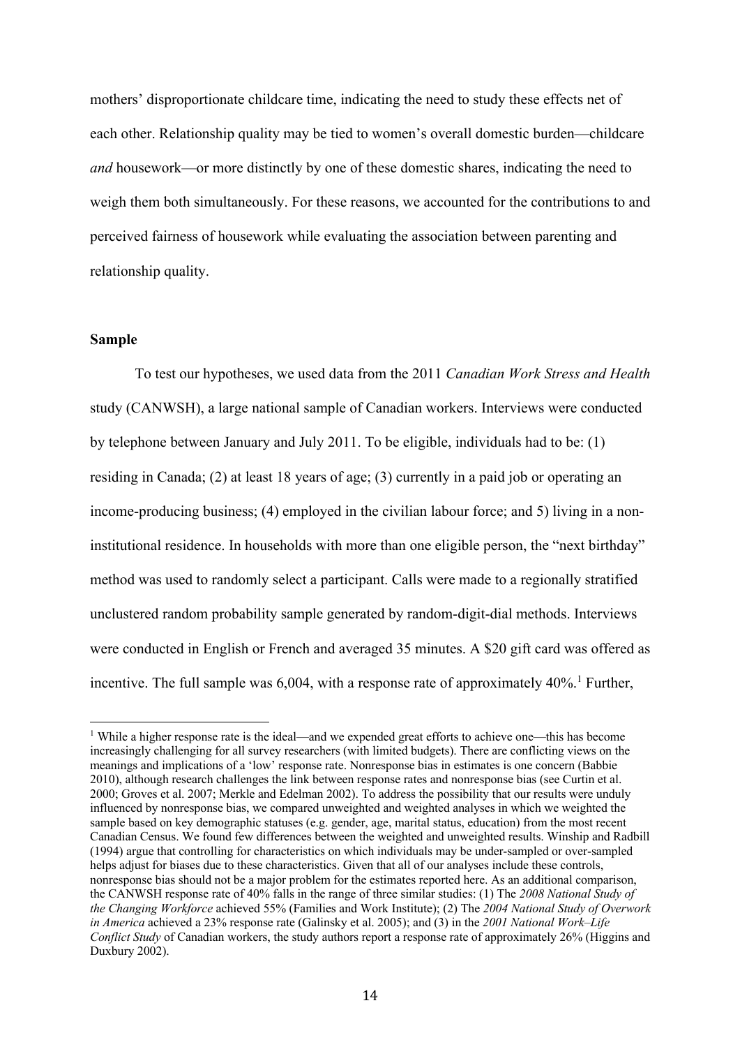mothers' disproportionate childcare time, indicating the need to study these effects net of each other. Relationship quality may be tied to women's overall domestic burden—childcare *and* housework—or more distinctly by one of these domestic shares, indicating the need to weigh them both simultaneously. For these reasons, we accounted for the contributions to and perceived fairness of housework while evaluating the association between parenting and relationship quality.

**Sample**

To test our hypotheses, we used data from the 2011 *Canadian Work Stress and Health* study (CANWSH), a large national sample of Canadian workers. Interviews were conducted by telephone between January and July 2011. To be eligible, individuals had to be: (1) residing in Canada; (2) at least 18 years of age; (3) currently in a paid job or operating an income-producing business; (4) employed in the civilian labour force; and 5) living in a non-institutional residence. In households with more than one eligible person, the "next birthday" method was used to randomly select a participant. Calls were made to a regionally stratified unclustered random probability sample generated by random-digit-dial methods. Interviews were conducted in English or French and averaged 35 minutes. A $20 gift card was offered as incentive. The full sample was 6,004, with a response rate of approximately 40%.[1] Further,

[1] While a higher response rate is the ideal—and we expended great efforts to achieve one—this has become increasingly challenging for all survey researchers (with limited budgets). There are conflicting views on the meanings and implications of a 'low' response rate. Nonresponse bias in estimates is one concern (Babbie 2010), although research challenges the link between response rates and nonresponse bias (see Curtin et al. 2000; Groves et al. 2007; Merkle and Edelman 2002). To address the possibility that our results were unduly influenced by nonresponse bias, we compared unweighted and weighted analyses in which we weighted the sample based on key demographic statuses (e.g. gender, age, marital status, education) from the most recent Canadian Census. We found few differences between the weighted and unweighted results. Winship and Radbill (1994) argue that controlling for characteristics on which individuals may be under-sampled or over-sampled helps adjust for biases due to these characteristics. Given that all of our analyses include these controls, nonresponse bias should not be a major problem for the estimates reported here. As an additional comparison, the CANWSH response rate of 40% falls in the range of three similar studies: (1) The *2008 National Study of the Changing Workforce* achieved 55% (Families and Work Institute); (2) The *2004 National Study of Overwork in America* achieved a 23% response rate (Galinsky et al. 2005); and (3) in the *2001 National Work–Life Conflict Study* of Canadian workers, the study authors report a response rate of approximately 26% (Higgins and Duxbury 2002).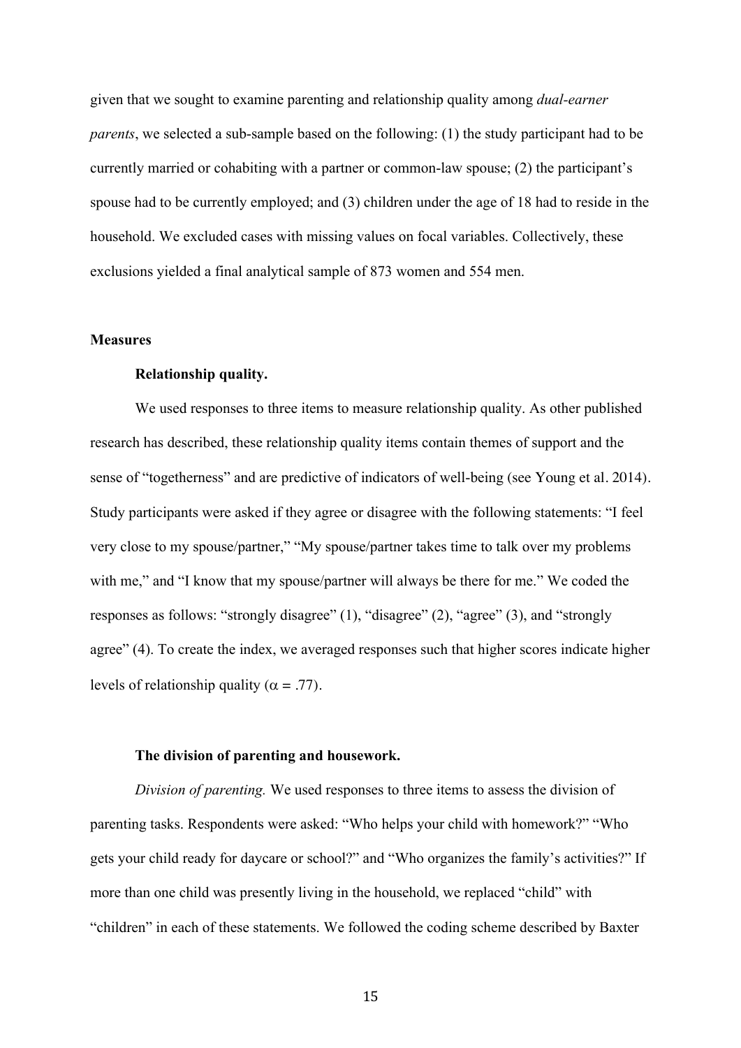given that we sought to examine parenting and relationship quality among *dual-earner parents*, we selected a sub-sample based on the following: (1) the study participant had to be currently married or cohabiting with a partner or common-law spouse; (2) the participant's spouse had to be currently employed; and (3) children under the age of 18 had to reside in the household. We excluded cases with missing values on focal variables. Collectively, these exclusions yielded a final analytical sample of 873 women and 554 men.

## Measures

### Relationship quality.

We used responses to three items to measure relationship quality. As other published research has described, these relationship quality items contain themes of support and the sense of "togetherness" and are predictive of indicators of well-being (see Young et al. 2014). Study participants were asked if they agree or disagree with the following statements: "I feel very close to my spouse/partner," "My spouse/partner takes time to talk over my problems with me," and "I know that my spouse/partner will always be there for me." We coded the responses as follows: "strongly disagree" (1), "disagree" (2), "agree" (3), and "strongly agree" (4). To create the index, we averaged responses such that higher scores indicate higher levels of relationship quality ($\alpha$ = .77).

### The division of parenting and housework.

*Division of parenting.* We used responses to three items to assess the division of parenting tasks. Respondents were asked: "Who helps your child with homework?" "Who gets your child ready for daycare or school?" and "Who organizes the family's activities?" If more than one child was presently living in the household, we replaced "child" with "children" in each of these statements. We followed the coding scheme described by Baxter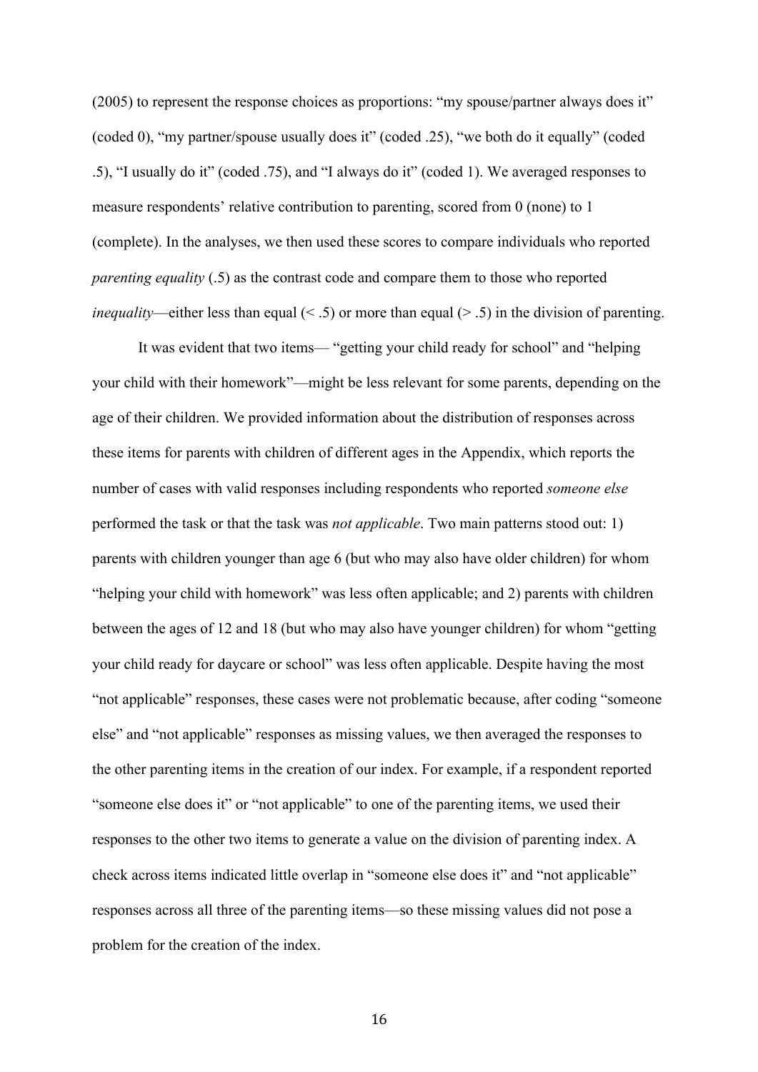(2005) to represent the response choices as proportions: "my spouse/partner always does it" (coded 0), "my partner/spouse usually does it" (coded .25), "we both do it equally" (coded .5), "I usually do it" (coded .75), and "I always do it" (coded 1). We averaged responses to measure respondents' relative contribution to parenting, scored from 0 (none) to 1 (complete). In the analyses, we then used these scores to compare individuals who reported *parenting equality* (.5) as the contrast code and compare them to those who reported *inequality*—either less than equal (< .5) or more than equal (> .5) in the division of parenting.

It was evident that two items— "getting your child ready for school" and "helping your child with their homework"—might be less relevant for some parents, depending on the age of their children. We provided information about the distribution of responses across these items for parents with children of different ages in the Appendix, which reports the number of cases with valid responses including respondents who reported *someone else* performed the task or that the task was *not applicable*. Two main patterns stood out: 1) parents with children younger than age 6 (but who may also have older children) for whom "helping your child with homework" was less often applicable; and 2) parents with children between the ages of 12 and 18 (but who may also have younger children) for whom "getting your child ready for daycare or school" was less often applicable. Despite having the most "not applicable" responses, these cases were not problematic because, after coding "someone else" and "not applicable" responses as missing values, we then averaged the responses to the other parenting items in the creation of our index. For example, if a respondent reported "someone else does it" or "not applicable" to one of the parenting items, we used their responses to the other two items to generate a value on the division of parenting index. A check across items indicated little overlap in "someone else does it" and "not applicable" responses across all three of the parenting items—so these missing values did not pose a problem for the creation of the index.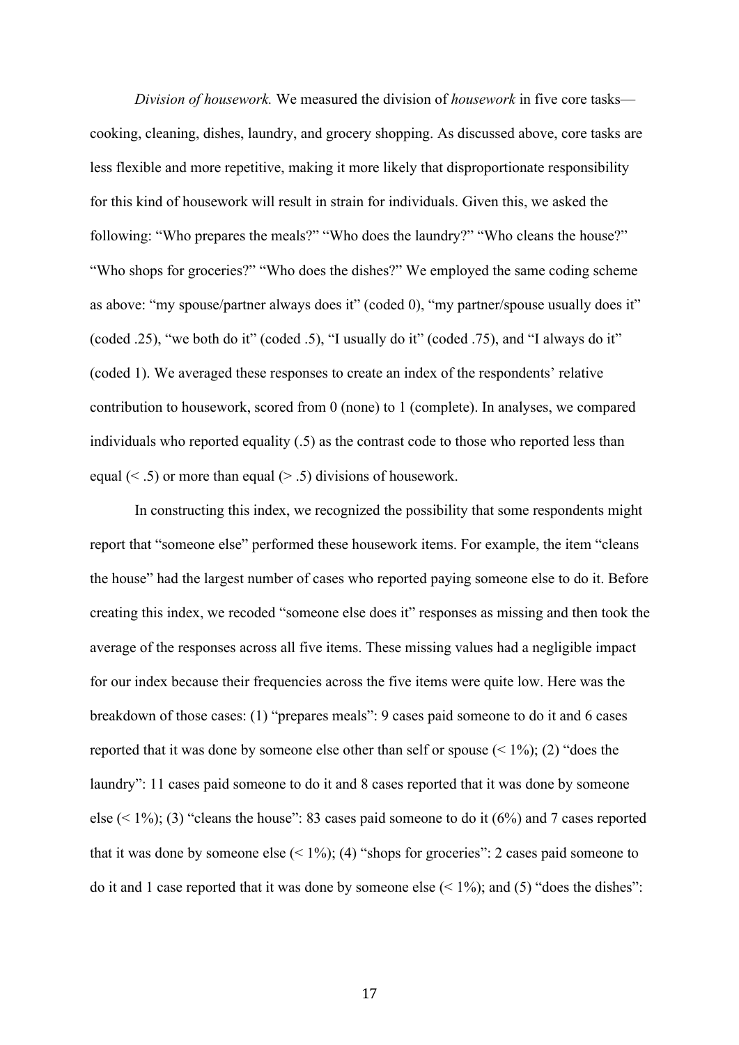*Division of housework.* We measured the division of *housework* in five core tasks—cooking, cleaning, dishes, laundry, and grocery shopping. As discussed above, core tasks are less flexible and more repetitive, making it more likely that disproportionate responsibility for this kind of housework will result in strain for individuals. Given this, we asked the following: "Who prepares the meals?" "Who does the laundry?" "Who cleans the house?" "Who shops for groceries?" "Who does the dishes?" We employed the same coding scheme as above: "my spouse/partner always does it" (coded 0), "my partner/spouse usually does it" (coded .25), "we both do it" (coded .5), "I usually do it" (coded .75), and "I always do it" (coded 1). We averaged these responses to create an index of the respondents' relative contribution to housework, scored from 0 (none) to 1 (complete). In analyses, we compared individuals who reported equality (.5) as the contrast code to those who reported less than equal (< .5) or more than equal (> .5) divisions of housework.

In constructing this index, we recognized the possibility that some respondents might report that "someone else" performed these housework items. For example, the item "cleans the house" had the largest number of cases who reported paying someone else to do it. Before creating this index, we recoded "someone else does it" responses as missing and then took the average of the responses across all five items. These missing values had a negligible impact for our index because their frequencies across the five items were quite low. Here was the breakdown of those cases: (1) "prepares meals": 9 cases paid someone to do it and 6 cases reported that it was done by someone else other than self or spouse (< 1%); (2) "does the laundry": 11 cases paid someone to do it and 8 cases reported that it was done by someone else (< 1%); (3) "cleans the house": 83 cases paid someone to do it (6%) and 7 cases reported that it was done by someone else (< 1%); (4) "shops for groceries": 2 cases paid someone to do it and 1 case reported that it was done by someone else (< 1%); and (5) "does the dishes":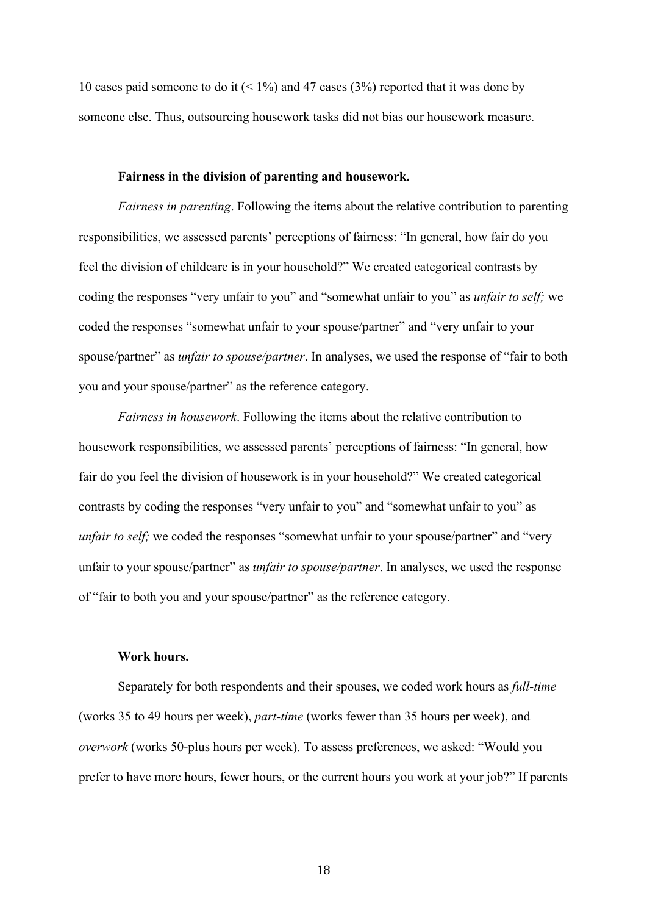10 cases paid someone to do it (< 1%) and 47 cases (3%) reported that it was done by someone else. Thus, outsourcing housework tasks did not bias our housework measure.

**Fairness in the division of parenting and housework.**

*Fairness in parenting*. Following the items about the relative contribution to parenting responsibilities, we assessed parents' perceptions of fairness: "In general, how fair do you feel the division of childcare is in your household?" We created categorical contrasts by coding the responses "very unfair to you" and "somewhat unfair to you" as *unfair to self;* we coded the responses "somewhat unfair to your spouse/partner" and "very unfair to your spouse/partner" as *unfair to spouse/partner*. In analyses, we used the response of "fair to both you and your spouse/partner" as the reference category.

*Fairness in housework*. Following the items about the relative contribution to housework responsibilities, we assessed parents' perceptions of fairness: "In general, how fair do you feel the division of housework is in your household?" We created categorical contrasts by coding the responses "very unfair to you" and "somewhat unfair to you" as *unfair to self;* we coded the responses "somewhat unfair to your spouse/partner" and "very unfair to your spouse/partner" as *unfair to spouse/partner*. In analyses, we used the response of "fair to both you and your spouse/partner" as the reference category.

**Work hours.**

Separately for both respondents and their spouses, we coded work hours as *full-time* (works 35 to 49 hours per week), *part-time* (works fewer than 35 hours per week), and *overwork* (works 50-plus hours per week). To assess preferences, we asked: "Would you prefer to have more hours, fewer hours, or the current hours you work at your job?" If parents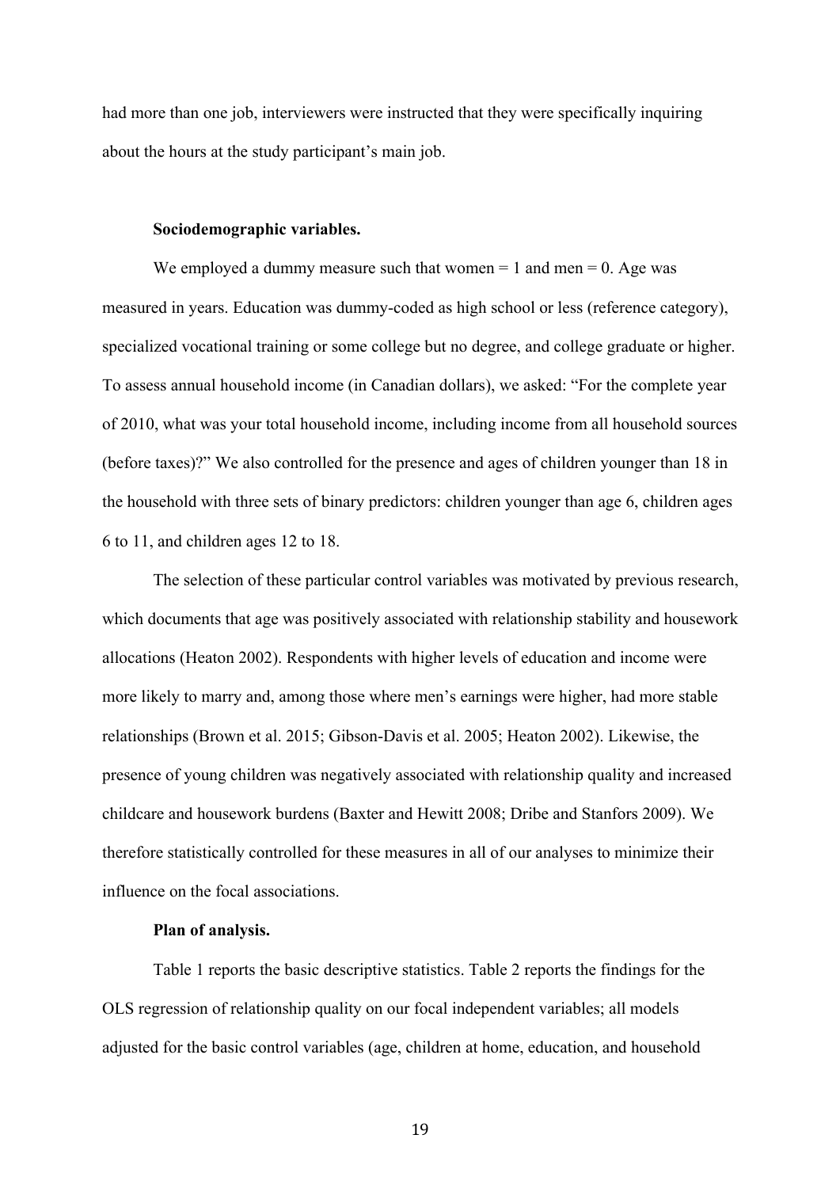had more than one job, interviewers were instructed that they were specifically inquiring about the hours at the study participant's main job.

**Sociodemographic variables.**

We employed a dummy measure such that women = 1 and men = 0. Age was measured in years. Education was dummy-coded as high school or less (reference category), specialized vocational training or some college but no degree, and college graduate or higher. To assess annual household income (in Canadian dollars), we asked: "For the complete year of 2010, what was your total household income, including income from all household sources (before taxes)?" We also controlled for the presence and ages of children younger than 18 in the household with three sets of binary predictors: children younger than age 6, children ages 6 to 11, and children ages 12 to 18.

The selection of these particular control variables was motivated by previous research, which documents that age was positively associated with relationship stability and housework allocations (Heaton 2002). Respondents with higher levels of education and income were more likely to marry and, among those where men's earnings were higher, had more stable relationships (Brown et al. 2015; Gibson-Davis et al. 2005; Heaton 2002). Likewise, the presence of young children was negatively associated with relationship quality and increased childcare and housework burdens (Baxter and Hewitt 2008; Dribe and Stanfors 2009). We therefore statistically controlled for these measures in all of our analyses to minimize their influence on the focal associations.

**Plan of analysis.**

Table 1 reports the basic descriptive statistics. Table 2 reports the findings for the OLS regression of relationship quality on our focal independent variables; all models adjusted for the basic control variables (age, children at home, education, and household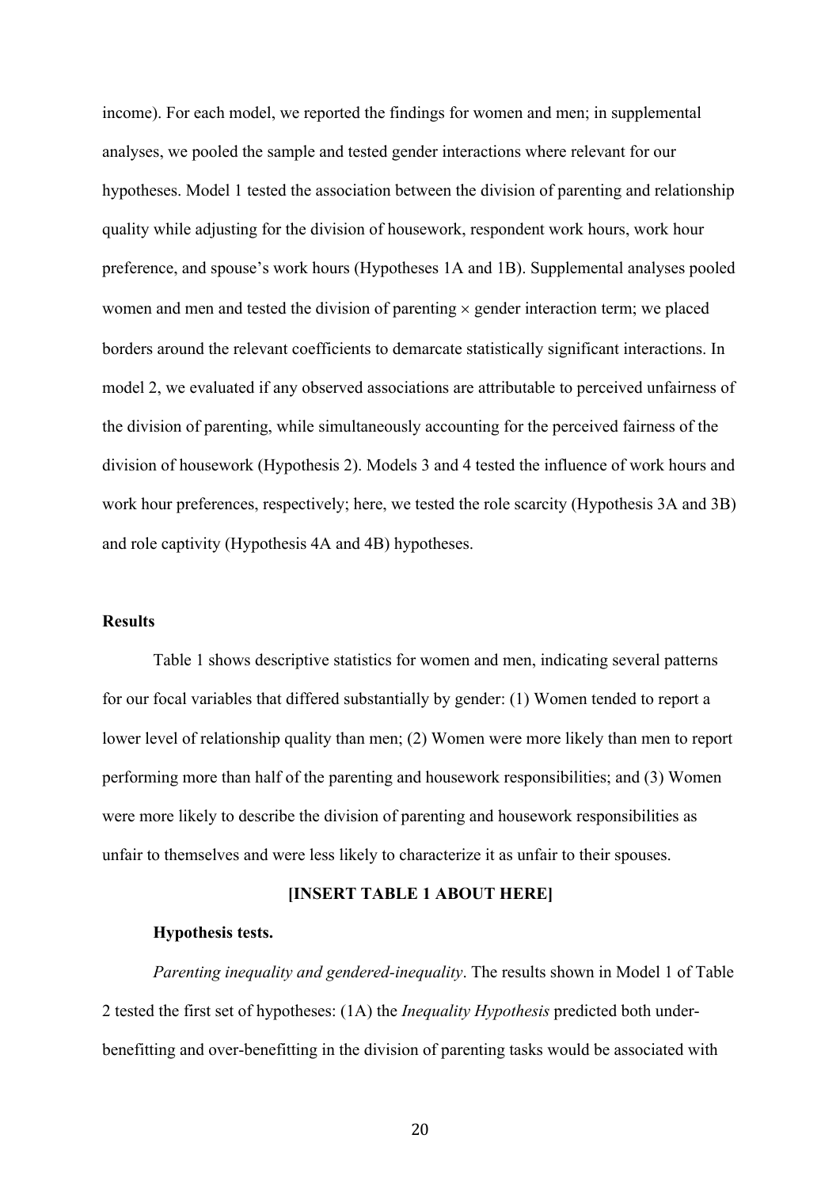income). For each model, we reported the findings for women and men; in supplemental analyses, we pooled the sample and tested gender interactions where relevant for our hypotheses. Model 1 tested the association between the division of parenting and relationship quality while adjusting for the division of housework, respondent work hours, work hour preference, and spouse's work hours (Hypotheses 1A and 1B). Supplemental analyses pooled women and men and tested the division of parenting × gender interaction term; we placed borders around the relevant coefficients to demarcate statistically significant interactions. In model 2, we evaluated if any observed associations are attributable to perceived unfairness of the division of parenting, while simultaneously accounting for the perceived fairness of the division of housework (Hypothesis 2). Models 3 and 4 tested the influence of work hours and work hour preferences, respectively; here, we tested the role scarcity (Hypothesis 3A and 3B) and role captivity (Hypothesis 4A and 4B) hypotheses.

## Results

Table 1 shows descriptive statistics for women and men, indicating several patterns for our focal variables that differed substantially by gender: (1) Women tended to report a lower level of relationship quality than men; (2) Women were more likely than men to report performing more than half of the parenting and housework responsibilities; and (3) Women were more likely to describe the division of parenting and housework responsibilities as unfair to themselves and were less likely to characterize it as unfair to their spouses.

**[INSERT TABLE 1 ABOUT HERE]**

### Hypothesis tests.

*Parenting inequality and gendered-inequality*. The results shown in Model 1 of Table 2 tested the first set of hypotheses: (1A) the *Inequality Hypothesis* predicted both under-benefitting and over-benefitting in the division of parenting tasks would be associated with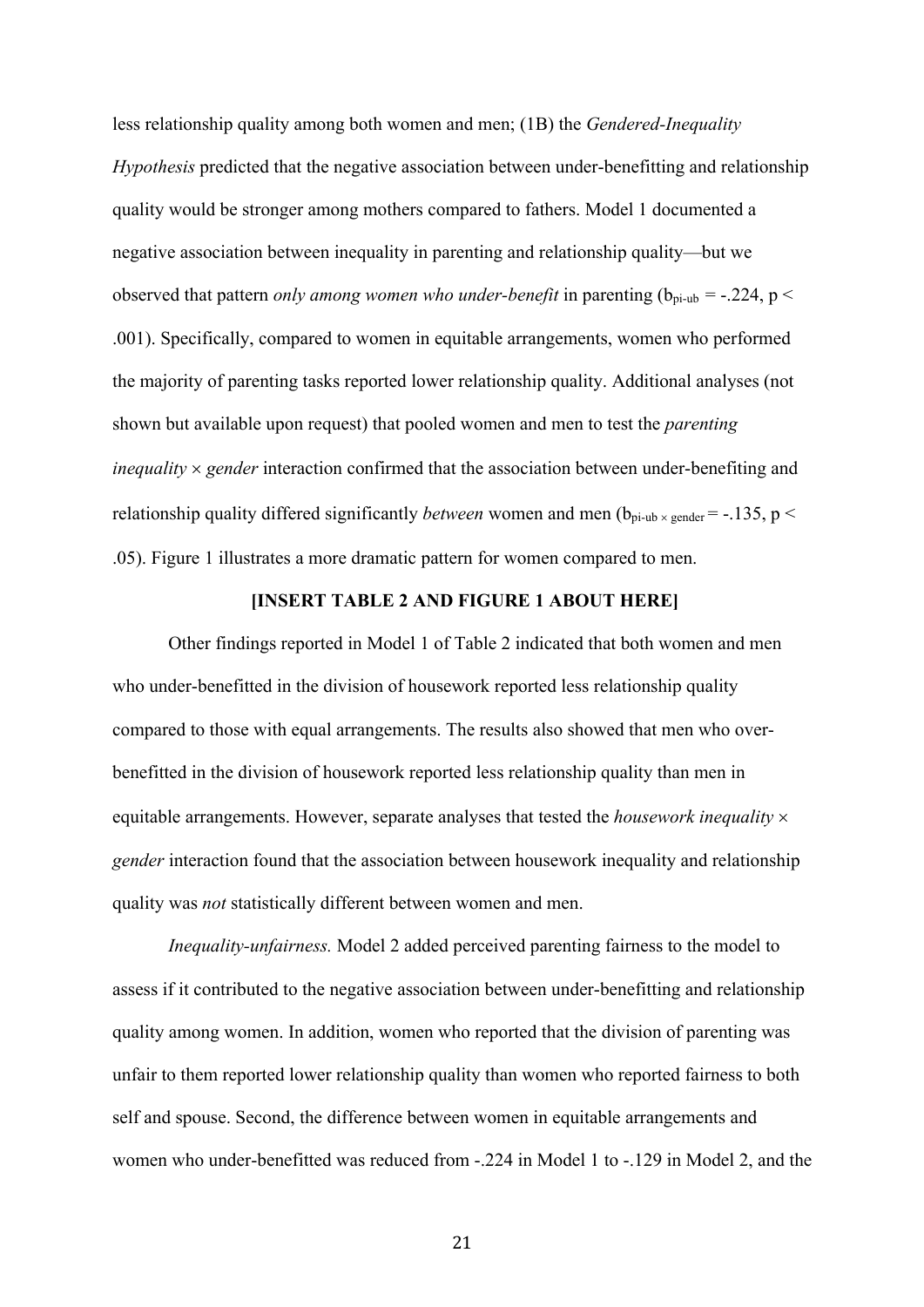less relationship quality among both women and men; (1B) the *Gendered-Inequality Hypothesis* predicted that the negative association between under-benefitting and relationship quality would be stronger among mothers compared to fathers. Model 1 documented a negative association between inequality in parenting and relationship quality—but we observed that pattern *only among women who under-benefit* in parenting ($b_{pi\text{-}ub} = -.224$, $p < .001$). Specifically, compared to women in equitable arrangements, women who performed the majority of parenting tasks reported lower relationship quality. Additional analyses (not shown but available upon request) that pooled women and men to test the *parenting inequality × gender* interaction confirmed that the association between under-benefiting and relationship quality differed significantly *between* women and men ($b_{pi\text{-}ub \times gender} = -.135$, $p < .05$). Figure 1 illustrates a more dramatic pattern for women compared to men.

**[INSERT TABLE 2 AND FIGURE 1 ABOUT HERE]**

Other findings reported in Model 1 of Table 2 indicated that both women and men who under-benefitted in the division of housework reported less relationship quality compared to those with equal arrangements. The results also showed that men who over-benefitted in the division of housework reported less relationship quality than men in equitable arrangements. However, separate analyses that tested the *housework inequality × gender* interaction found that the association between housework inequality and relationship quality was *not* statistically different between women and men.

*Inequality-unfairness.* Model 2 added perceived parenting fairness to the model to assess if it contributed to the negative association between under-benefitting and relationship quality among women. In addition, women who reported that the division of parenting was unfair to them reported lower relationship quality than women who reported fairness to both self and spouse. Second, the difference between women in equitable arrangements and women who under-benefitted was reduced from -.224 in Model 1 to -.129 in Model 2, and the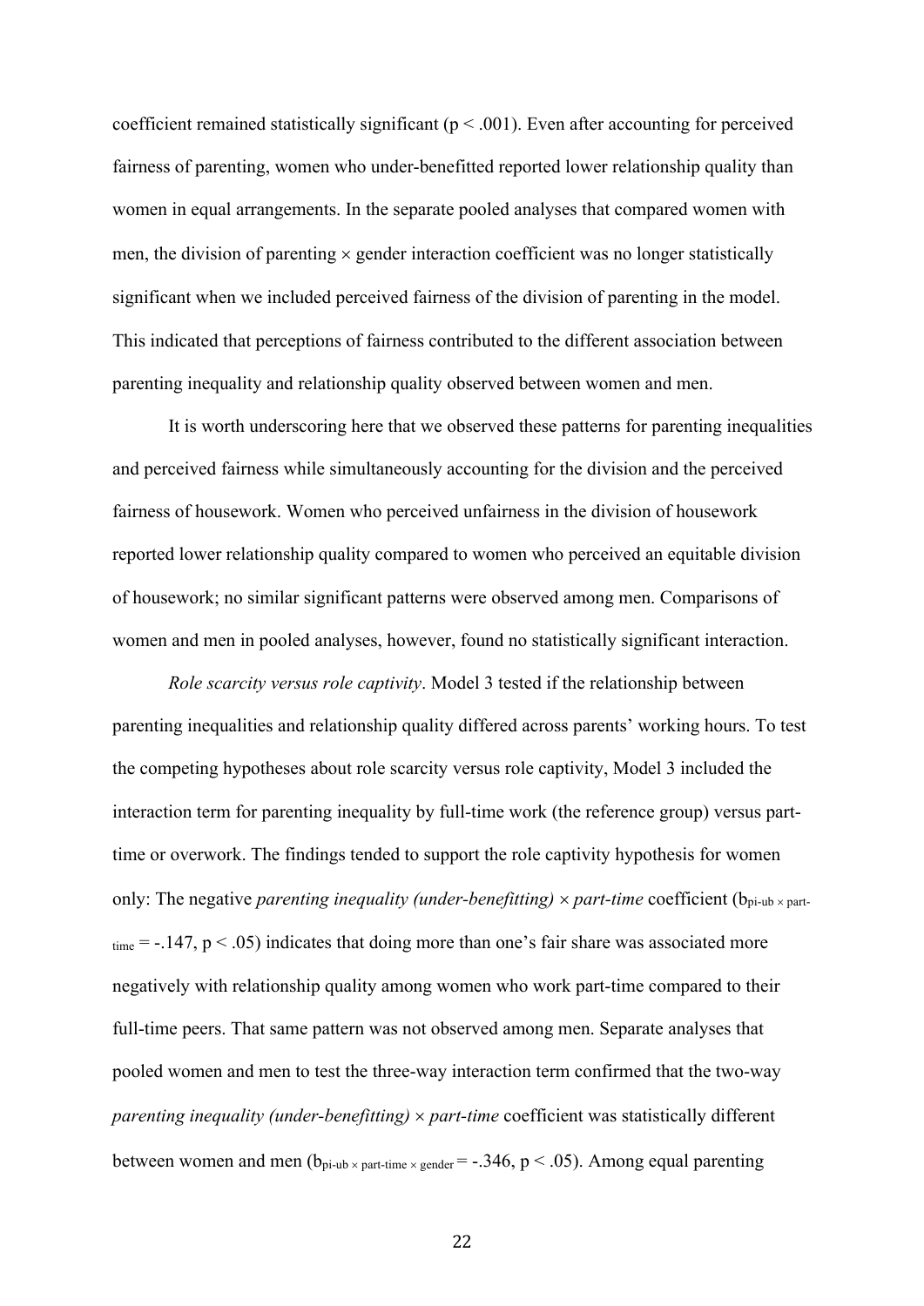coefficient remained statistically significant ($p < .001$). Even after accounting for perceived fairness of parenting, women who under-benefitted reported lower relationship quality than women in equal arrangements. In the separate pooled analyses that compared women with men, the division of parenting × gender interaction coefficient was no longer statistically significant when we included perceived fairness of the division of parenting in the model. This indicated that perceptions of fairness contributed to the different association between parenting inequality and relationship quality observed between women and men.

It is worth underscoring here that we observed these patterns for parenting inequalities and perceived fairness while simultaneously accounting for the division and the perceived fairness of housework. Women who perceived unfairness in the division of housework reported lower relationship quality compared to women who perceived an equitable division of housework; no similar significant patterns were observed among men. Comparisons of women and men in pooled analyses, however, found no statistically significant interaction.

*Role scarcity versus role captivity*. Model 3 tested if the relationship between parenting inequalities and relationship quality differed across parents' working hours. To test the competing hypotheses about role scarcity versus role captivity, Model 3 included the interaction term for parenting inequality by full-time work (the reference group) versus part-time or overwork. The findings tended to support the role captivity hypothesis for women only: The negative *parenting inequality (under-benefitting) × part-time* coefficient ($b_{\text{pi-ub} \times \text{part-time}} = -.147$, $p < .05$) indicates that doing more than one's fair share was associated more negatively with relationship quality among women who work part-time compared to their full-time peers. That same pattern was not observed among men. Separate analyses that pooled women and men to test the three-way interaction term confirmed that the two-way *parenting inequality (under-benefitting) × part-time* coefficient was statistically different between women and men ($b_{\text{pi-ub} \times \text{part-time} \times \text{gender}} = -.346$, $p < .05$). Among equal parenting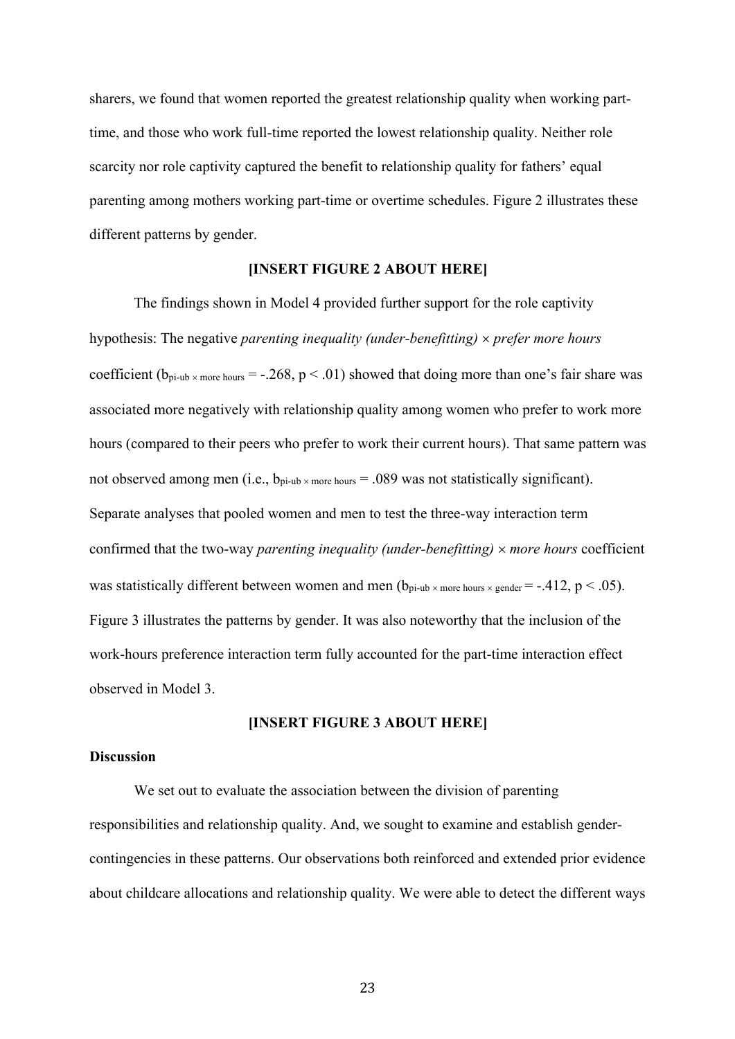sharers, we found that women reported the greatest relationship quality when working part-time, and those who work full-time reported the lowest relationship quality. Neither role scarcity nor role captivity captured the benefit to relationship quality for fathers' equal parenting among mothers working part-time or overtime schedules. Figure 2 illustrates these different patterns by gender.

**[INSERT FIGURE 2 ABOUT HERE]**

The findings shown in Model 4 provided further support for the role captivity hypothesis: The negative *parenting inequality (under-benefitting) × prefer more hours* coefficient ($b_{\text{pi-ub} \times \text{more hours}} = -.268$, $p < .01$) showed that doing more than one's fair share was associated more negatively with relationship quality among women who prefer to work more hours (compared to their peers who prefer to work their current hours). That same pattern was not observed among men (i.e., $b_{\text{pi-ub} \times \text{more hours}} = .089$ was not statistically significant). Separate analyses that pooled women and men to test the three-way interaction term confirmed that the two-way *parenting inequality (under-benefitting) × more hours* coefficient was statistically different between women and men ($b_{\text{pi-ub} \times \text{more hours} \times \text{gender}} = -.412$, $p < .05$). Figure 3 illustrates the patterns by gender. It was also noteworthy that the inclusion of the work-hours preference interaction term fully accounted for the part-time interaction effect observed in Model 3.

**[INSERT FIGURE 3 ABOUT HERE]**

## Discussion

We set out to evaluate the association between the division of parenting responsibilities and relationship quality. And, we sought to examine and establish gender-contingencies in these patterns. Our observations both reinforced and extended prior evidence about childcare allocations and relationship quality. We were able to detect the different ways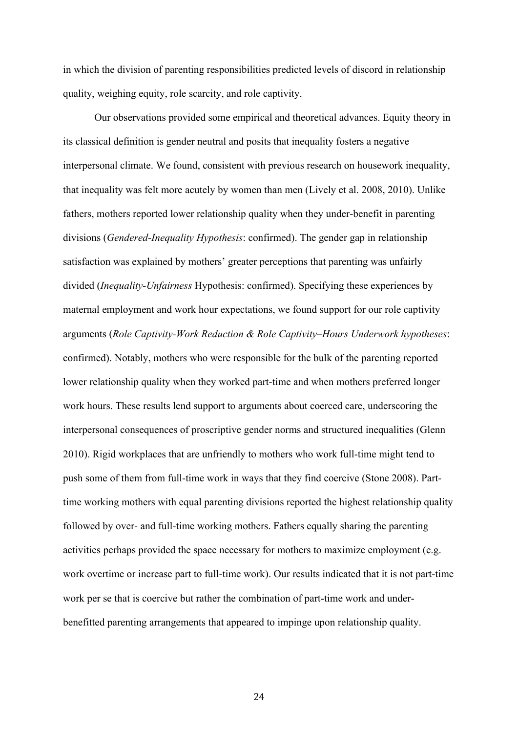in which the division of parenting responsibilities predicted levels of discord in relationship quality, weighing equity, role scarcity, and role captivity.

Our observations provided some empirical and theoretical advances. Equity theory in its classical definition is gender neutral and posits that inequality fosters a negative interpersonal climate. We found, consistent with previous research on housework inequality, that inequality was felt more acutely by women than men (Lively et al. 2008, 2010). Unlike fathers, mothers reported lower relationship quality when they under-benefit in parenting divisions (*Gendered-Inequality Hypothesis*: confirmed). The gender gap in relationship satisfaction was explained by mothers' greater perceptions that parenting was unfairly divided (*Inequality-Unfairness* Hypothesis: confirmed). Specifying these experiences by maternal employment and work hour expectations, we found support for our role captivity arguments (*Role Captivity-Work Reduction & Role Captivity–Hours Underwork hypotheses*: confirmed). Notably, mothers who were responsible for the bulk of the parenting reported lower relationship quality when they worked part-time and when mothers preferred longer work hours. These results lend support to arguments about coerced care, underscoring the interpersonal consequences of proscriptive gender norms and structured inequalities (Glenn 2010). Rigid workplaces that are unfriendly to mothers who work full-time might tend to push some of them from full-time work in ways that they find coercive (Stone 2008). Part-time working mothers with equal parenting divisions reported the highest relationship quality followed by over- and full-time working mothers. Fathers equally sharing the parenting activities perhaps provided the space necessary for mothers to maximize employment (e.g. work overtime or increase part to full-time work). Our results indicated that it is not part-time work per se that is coercive but rather the combination of part-time work and under-benefitted parenting arrangements that appeared to impinge upon relationship quality.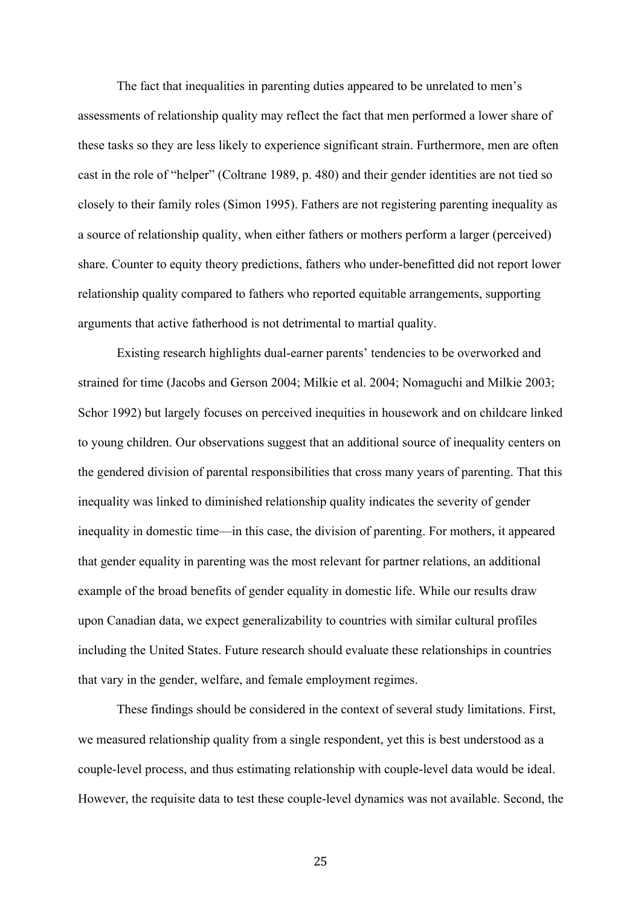The fact that inequalities in parenting duties appeared to be unrelated to men's assessments of relationship quality may reflect the fact that men performed a lower share of these tasks so they are less likely to experience significant strain. Furthermore, men are often cast in the role of "helper" (Coltrane 1989, p. 480) and their gender identities are not tied so closely to their family roles (Simon 1995). Fathers are not registering parenting inequality as a source of relationship quality, when either fathers or mothers perform a larger (perceived) share. Counter to equity theory predictions, fathers who under-benefitted did not report lower relationship quality compared to fathers who reported equitable arrangements, supporting arguments that active fatherhood is not detrimental to martial quality.

Existing research highlights dual-earner parents' tendencies to be overworked and strained for time (Jacobs and Gerson 2004; Milkie et al. 2004; Nomaguchi and Milkie 2003; Schor 1992) but largely focuses on perceived inequities in housework and on childcare linked to young children. Our observations suggest that an additional source of inequality centers on the gendered division of parental responsibilities that cross many years of parenting. That this inequality was linked to diminished relationship quality indicates the severity of gender inequality in domestic time—in this case, the division of parenting. For mothers, it appeared that gender equality in parenting was the most relevant for partner relations, an additional example of the broad benefits of gender equality in domestic life. While our results draw upon Canadian data, we expect generalizability to countries with similar cultural profiles including the United States. Future research should evaluate these relationships in countries that vary in the gender, welfare, and female employment regimes.

These findings should be considered in the context of several study limitations. First, we measured relationship quality from a single respondent, yet this is best understood as a couple-level process, and thus estimating relationship with couple-level data would be ideal. However, the requisite data to test these couple-level dynamics was not available. Second, the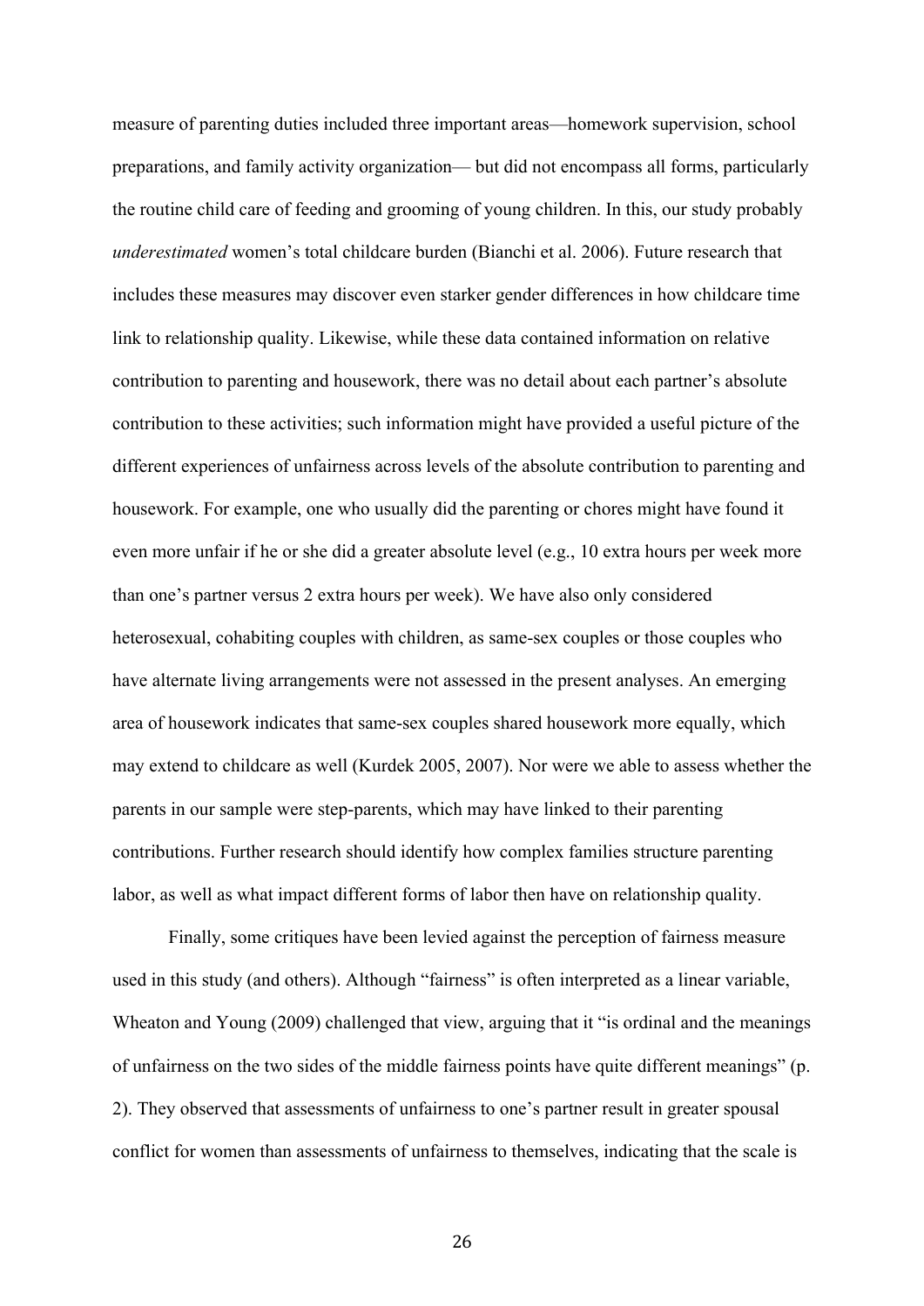measure of parenting duties included three important areas—homework supervision, school preparations, and family activity organization— but did not encompass all forms, particularly the routine child care of feeding and grooming of young children. In this, our study probably *underestimated* women's total childcare burden (Bianchi et al. 2006). Future research that includes these measures may discover even starker gender differences in how childcare time link to relationship quality. Likewise, while these data contained information on relative contribution to parenting and housework, there was no detail about each partner's absolute contribution to these activities; such information might have provided a useful picture of the different experiences of unfairness across levels of the absolute contribution to parenting and housework. For example, one who usually did the parenting or chores might have found it even more unfair if he or she did a greater absolute level (e.g., 10 extra hours per week more than one's partner versus 2 extra hours per week). We have also only considered heterosexual, cohabiting couples with children, as same-sex couples or those couples who have alternate living arrangements were not assessed in the present analyses. An emerging area of housework indicates that same-sex couples shared housework more equally, which may extend to childcare as well (Kurdek 2005, 2007). Nor were we able to assess whether the parents in our sample were step-parents, which may have linked to their parenting contributions. Further research should identify how complex families structure parenting labor, as well as what impact different forms of labor then have on relationship quality.

Finally, some critiques have been levied against the perception of fairness measure used in this study (and others). Although "fairness" is often interpreted as a linear variable, Wheaton and Young (2009) challenged that view, arguing that it "is ordinal and the meanings of unfairness on the two sides of the middle fairness points have quite different meanings" (p. 2). They observed that assessments of unfairness to one's partner result in greater spousal conflict for women than assessments of unfairness to themselves, indicating that the scale is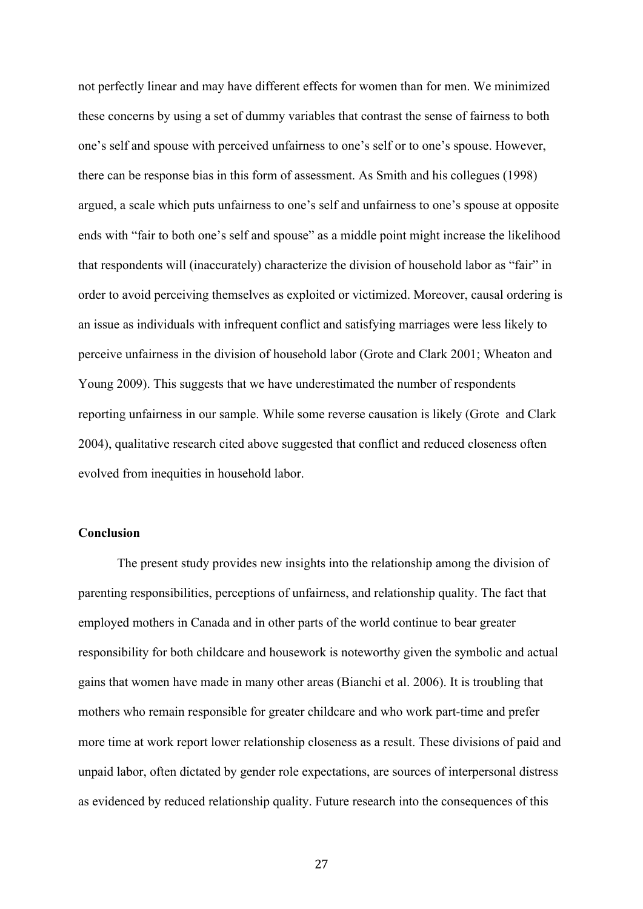not perfectly linear and may have different effects for women than for men. We minimized these concerns by using a set of dummy variables that contrast the sense of fairness to both one's self and spouse with perceived unfairness to one's self or to one's spouse. However, there can be response bias in this form of assessment. As Smith and his collegues (1998) argued, a scale which puts unfairness to one's self and unfairness to one's spouse at opposite ends with "fair to both one's self and spouse" as a middle point might increase the likelihood that respondents will (inaccurately) characterize the division of household labor as "fair" in order to avoid perceiving themselves as exploited or victimized. Moreover, causal ordering is an issue as individuals with infrequent conflict and satisfying marriages were less likely to perceive unfairness in the division of household labor (Grote and Clark 2001; Wheaton and Young 2009). This suggests that we have underestimated the number of respondents reporting unfairness in our sample. While some reverse causation is likely (Grote and Clark 2004), qualitative research cited above suggested that conflict and reduced closeness often evolved from inequities in household labor.

## Conclusion

The present study provides new insights into the relationship among the division of parenting responsibilities, perceptions of unfairness, and relationship quality. The fact that employed mothers in Canada and in other parts of the world continue to bear greater responsibility for both childcare and housework is noteworthy given the symbolic and actual gains that women have made in many other areas (Bianchi et al. 2006). It is troubling that mothers who remain responsible for greater childcare and who work part-time and prefer more time at work report lower relationship closeness as a result. These divisions of paid and unpaid labor, often dictated by gender role expectations, are sources of interpersonal distress as evidenced by reduced relationship quality. Future research into the consequences of this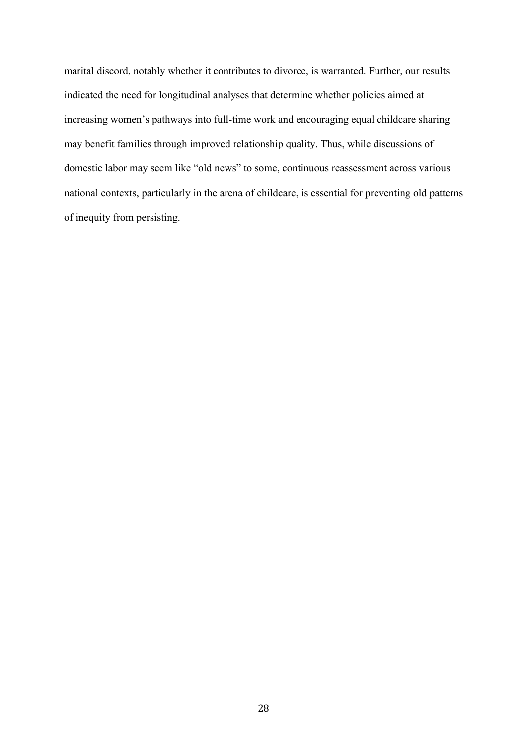marital discord, notably whether it contributes to divorce, is warranted. Further, our results indicated the need for longitudinal analyses that determine whether policies aimed at increasing women's pathways into full-time work and encouraging equal childcare sharing may benefit families through improved relationship quality. Thus, while discussions of domestic labor may seem like "old news" to some, continuous reassessment across various national contexts, particularly in the arena of childcare, is essential for preventing old patterns of inequity from persisting.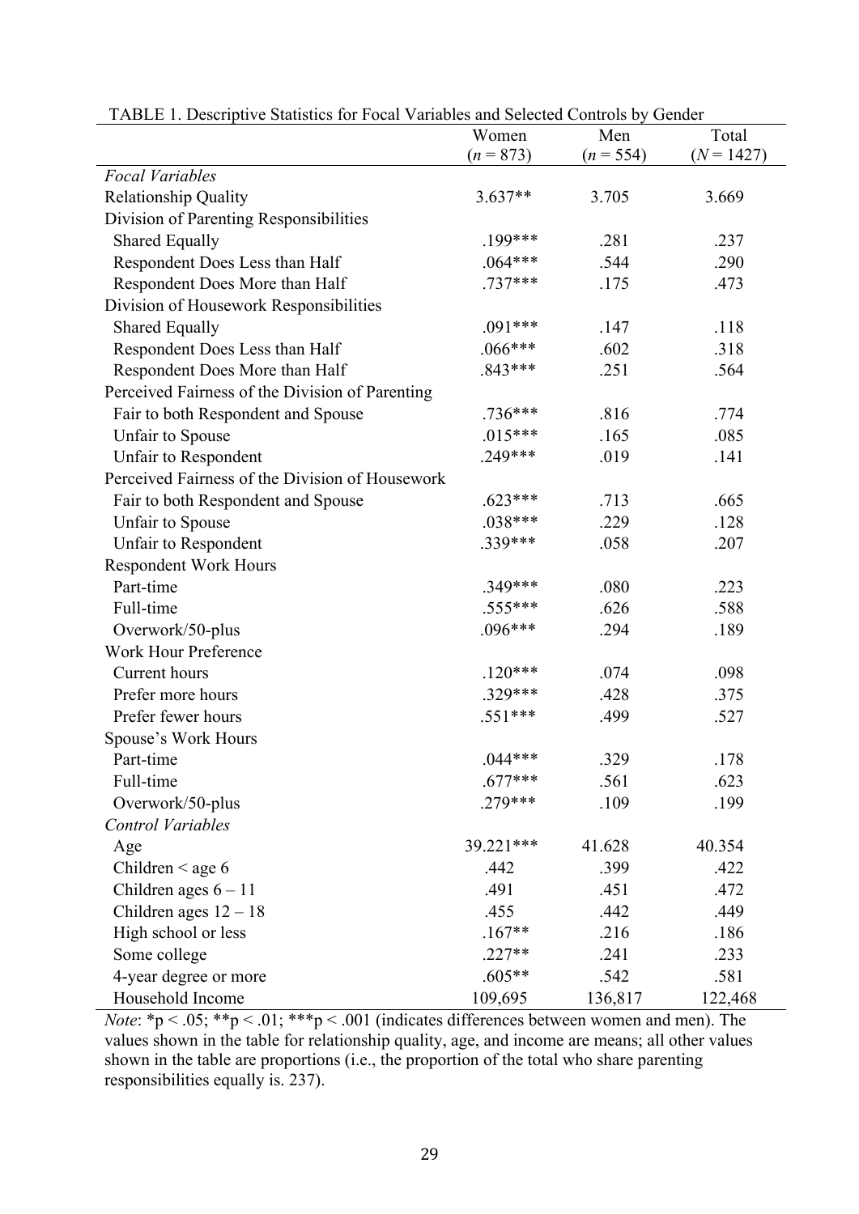TABLE 1. Descriptive Statistics for Focal Variables and Selected Controls by Gender

| | Women ($n$ = 873) | Men ($n$ = 554) | Total ($N$ = 1427) |
|---|---|---|---|
| *Focal Variables* | | | |
| Relationship Quality | 3.637** | 3.705 | 3.669 |
| Division of Parenting Responsibilities | | | |
| Shared Equally | .199*** | .281 | .237 |
| Respondent Does Less than Half | .064*** | .544 | .290 |
| Respondent Does More than Half | .737*** | .175 | .473 |
| Division of Housework Responsibilities | | | |
| Shared Equally | .091*** | .147 | .118 |
| Respondent Does Less than Half | .066*** | .602 | .318 |
| Respondent Does More than Half | .843*** | .251 | .564 |
| Perceived Fairness of the Division of Parenting | | | |
| Fair to both Respondent and Spouse | .736*** | .816 | .774 |
| Unfair to Spouse | .015*** | .165 | .085 |
| Unfair to Respondent | .249*** | .019 | .141 |
| Perceived Fairness of the Division of Housework | | | |
| Fair to both Respondent and Spouse | .623*** | .713 | .665 |
| Unfair to Spouse | .038*** | .229 | .128 |
| Unfair to Respondent | .339*** | .058 | .207 |
| Respondent Work Hours | | | |
| Part-time | .349*** | .080 | .223 |
| Full-time | .555*** | .626 | .588 |
| Overwork/50-plus | .096*** | .294 | .189 |
| Work Hour Preference | | | |
| Current hours | .120*** | .074 | .098 |
| Prefer more hours | .329*** | .428 | .375 |
| Prefer fewer hours | .551*** | .499 | .527 |
| Spouse's Work Hours | | | |
| Part-time | .044*** | .329 | .178 |
| Full-time | .677*** | .561 | .623 |
| Overwork/50-plus | .279*** | .109 | .199 |
| *Control Variables* | | | |
| Age | 39.221*** | 41.628 | 40.354 |
| Children < age 6 | .442 | .399 | .422 |
| Children ages 6 – 11 | .491 | .451 | .472 |
| Children ages 12 – 18 | .455 | .442 | .449 |
| High school or less | .167** | .216 | .186 |
| Some college | .227** | .241 | .233 |
| 4-year degree or more | .605** | .542 | .581 |
| Household Income | 109,695 | 136,817 | 122,468 |

*Note*: *$p < .05$; **$p < .01$; ***$p < .001$ (indicates differences between women and men). The values shown in the table for relationship quality, age, and income are means; all other values shown in the table are proportions (i.e., the proportion of the total who share parenting responsibilities equally is. 237).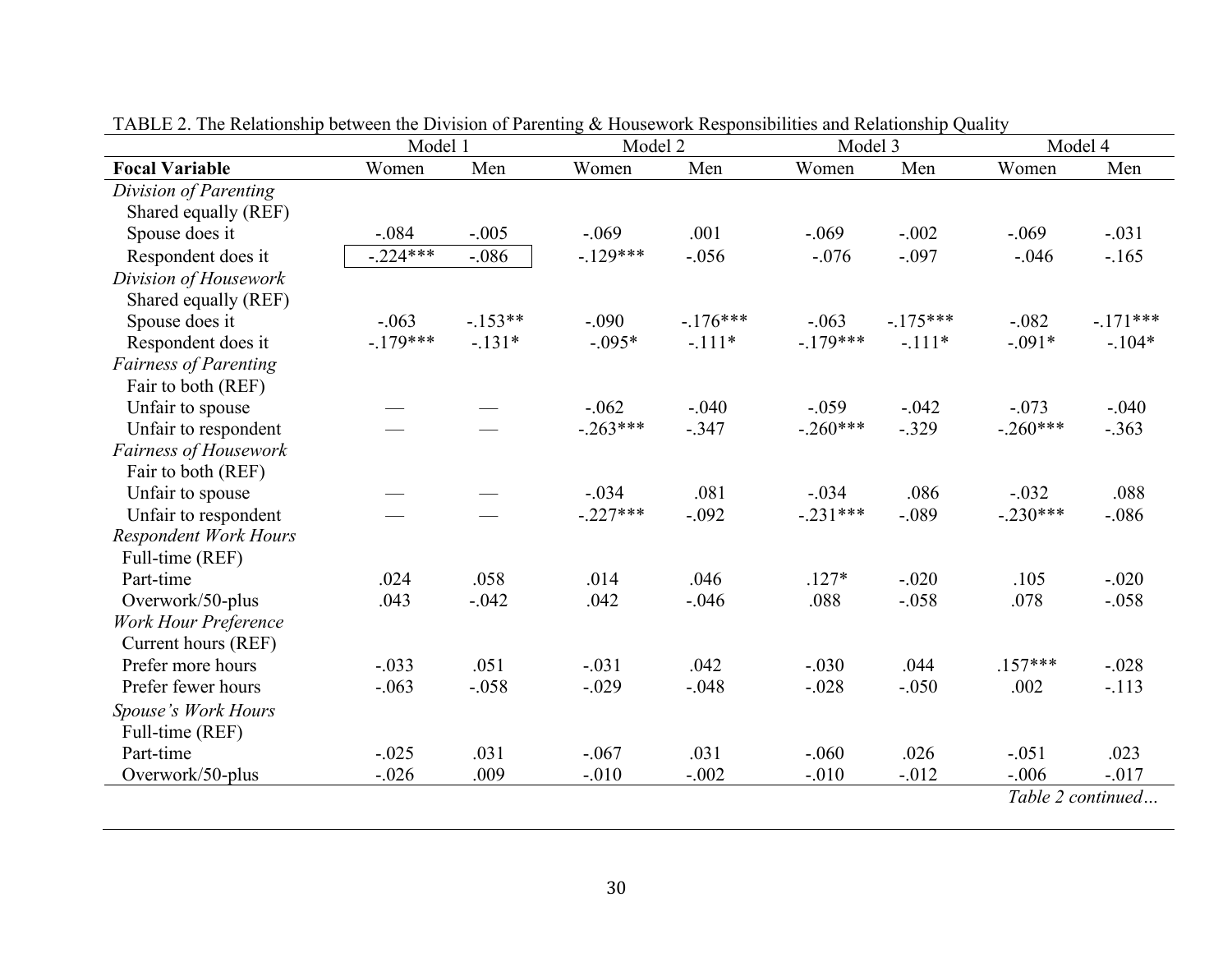TABLE 2. The Relationship between the Division of Parenting & Housework Responsibilities and Relationship Quality

| | Model 1 | | Model 2 | | Model 3 | | Model 4 | |
|---|---|---|---|---|---|---|---|---|
| **Focal Variable** | Women | Men | Women | Men | Women | Men | Women | Men |
| *Division of Parenting* | | | | | | | | |
| Shared equally (REF) | | | | | | | | |
| Spouse does it | -.084 | -.005 | -.069 | .001 | -.069 | -.002 | -.069 | -.031 |
| Respondent does it | -.224*** | -.086 | -.129*** | -.056 | -.076 | -.097 | -.046 | -.165 |
| *Division of Housework* | | | | | | | | |
| Shared equally (REF) | | | | | | | | |
| Spouse does it | -.063 | -.153** | -.090 | -.176*** | -.063 | -.175*** | -.082 | -.171*** |
| Respondent does it | -.179*** | -.131* | -.095* | -.111* | -.179*** | -.111* | -.091* | -.104* |
| *Fairness of Parenting* | | | | | | | | |
| Fair to both (REF) | | | | | | | | |
| Unfair to spouse | — | — | -.062 | -.040 | -.059 | -.042 | -.073 | -.040 |
| Unfair to respondent | — | — | -.263*** | -.347 | -.260*** | -.329 | -.260*** | -.363 |
| *Fairness of Housework* | | | | | | | | |
| Fair to both (REF) | | | | | | | | |
| Unfair to spouse | — | — | -.034 | .081 | -.034 | .086 | -.032 | .088 |
| Unfair to respondent | — | — | -.227*** | -.092 | -.231*** | -.089 | -.230*** | -.086 |
| *Respondent Work Hours* | | | | | | | | |
| Full-time (REF) | | | | | | | | |
| Part-time | .024 | .058 | .014 | .046 | .127* | -.020 | .105 | -.020 |
| Overwork/50-plus | .043 | -.042 | .042 | -.046 | .088 | -.058 | .078 | -.058 |
| *Work Hour Preference* | | | | | | | | |
| Current hours (REF) | | | | | | | | |
| Prefer more hours | -.033 | .051 | -.031 | .042 | -.030 | .044 | .157*** | -.028 |
| Prefer fewer hours | -.063 | -.058 | -.029 | -.048 | -.028 | -.050 | .002 | -.113 |
| *Spouse's Work Hours* | | | | | | | | |
| Full-time (REF) | | | | | | | | |
| Part-time | -.025 | .031 | -.067 | .031 | -.060 | .026 | -.051 | .023 |
| Overwork/50-plus | -.026 | .009 | -.010 | -.002 | -.010 | -.012 | -.006 | -.017 |

*Table 2 continued…*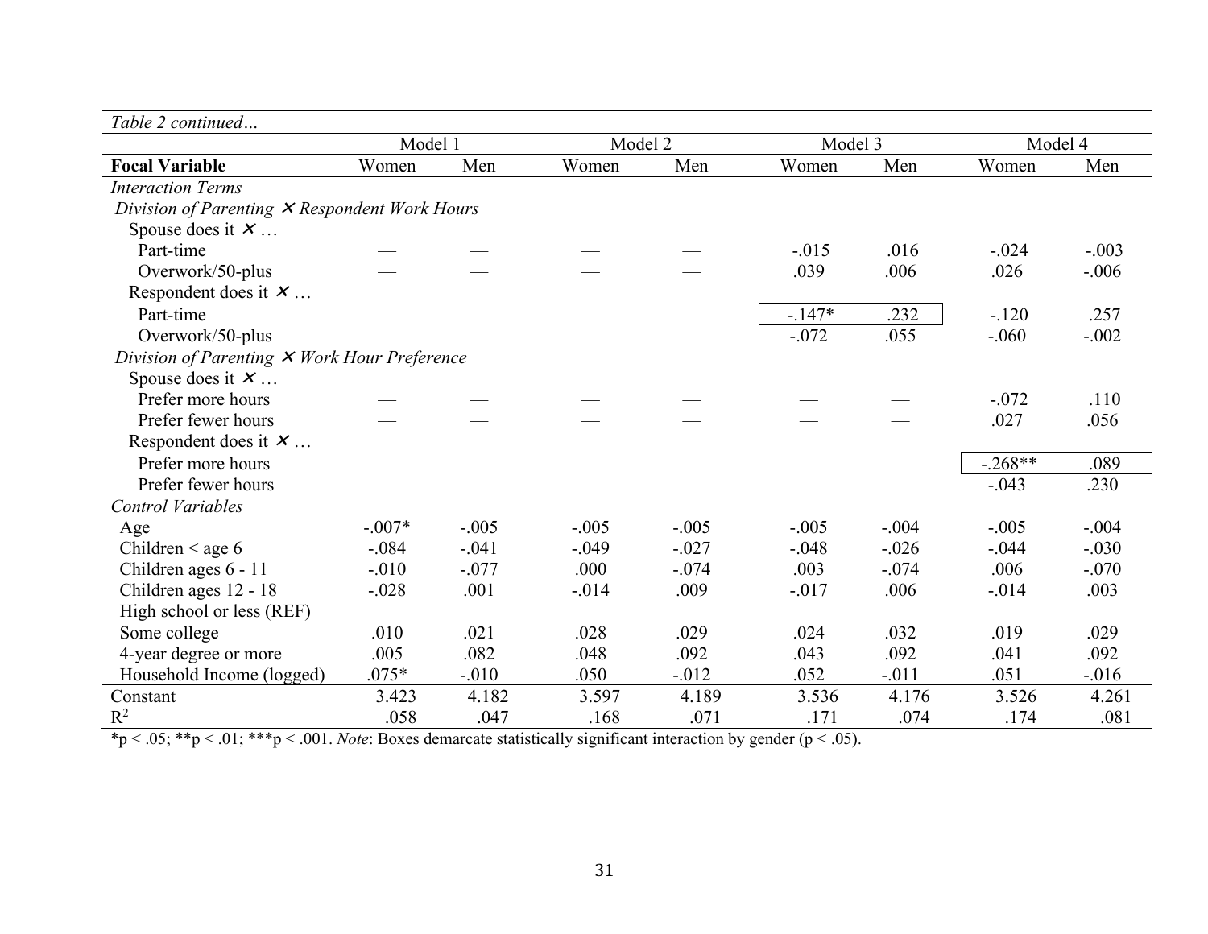*Table 2 continued…*

| | Model 1 | | Model 2 | | Model 3 | | Model 4 | |
|---|---|---|---|---|---|---|---|---|
| **Focal Variable** | Women | Men | Women | Men | Women | Men | Women | Men |
| *Interaction Terms* | | | | | | | | |
| *Division of Parenting ✕ Respondent Work Hours* | | | | | | | | |
| Spouse does it ✕ … | | | | | | | | |
| Part-time | — | — | — | — | -.015 | .016 | -.024 | -.003 |
| Overwork/50-plus | — | — | — | — | .039 | .006 | .026 | -.006 |
| Respondent does it ✕ … | | | | | | | | |
| Part-time | — | — | — | — | -.147* | .232 | -.120 | .257 |
| Overwork/50-plus | — | — | — | — | -.072 | .055 | -.060 | -.002 |
| *Division of Parenting ✕ Work Hour Preference* | | | | | | | | |
| Spouse does it ✕ … | | | | | | | | |
| Prefer more hours | — | — | — | — | — | — | -.072 | .110 |
| Prefer fewer hours | — | — | — | — | — | — | .027 | .056 |
| Respondent does it ✕ … | | | | | | | | |
| Prefer more hours | — | — | — | — | — | — | -.268** | .089 |
| Prefer fewer hours | — | — | — | — | — | — | -.043 | .230 |
| *Control Variables* | | | | | | | | |
| Age | -.007* | -.005 | -.005 | -.005 | -.005 | -.004 | -.005 | -.004 |
| Children < age 6 | -.084 | -.041 | -.049 | -.027 | -.048 | -.026 | -.044 | -.030 |
| Children ages 6 - 11 | -.010 | -.077 | .000 | -.074 | .003 | -.074 | .006 | -.070 |
| Children ages 12 - 18 | -.028 | .001 | -.014 | .009 | -.017 | .006 | -.014 | .003 |
| High school or less (REF) | | | | | | | | |
| Some college | .010 | .021 | .028 | .029 | .024 | .032 | .019 | .029 |
| 4-year degree or more | .005 | .082 | .048 | .092 | .043 | .092 | .041 | .092 |
| Household Income (logged) | .075* | -.010 | .050 | -.012 | .052 | -.011 | .051 | -.016 |
| Constant | 3.423 | 4.182 | 3.597 | 4.189 | 3.536 | 4.176 | 3.526 | 4.261 |
| $R^2$ | .058 | .047 | .168 | .071 | .171 | .074 | .174 | .081 |

*p < .05; **p < .01; ***p < .001. *Note*: Boxes demarcate statistically significant interaction by gender (p < .05).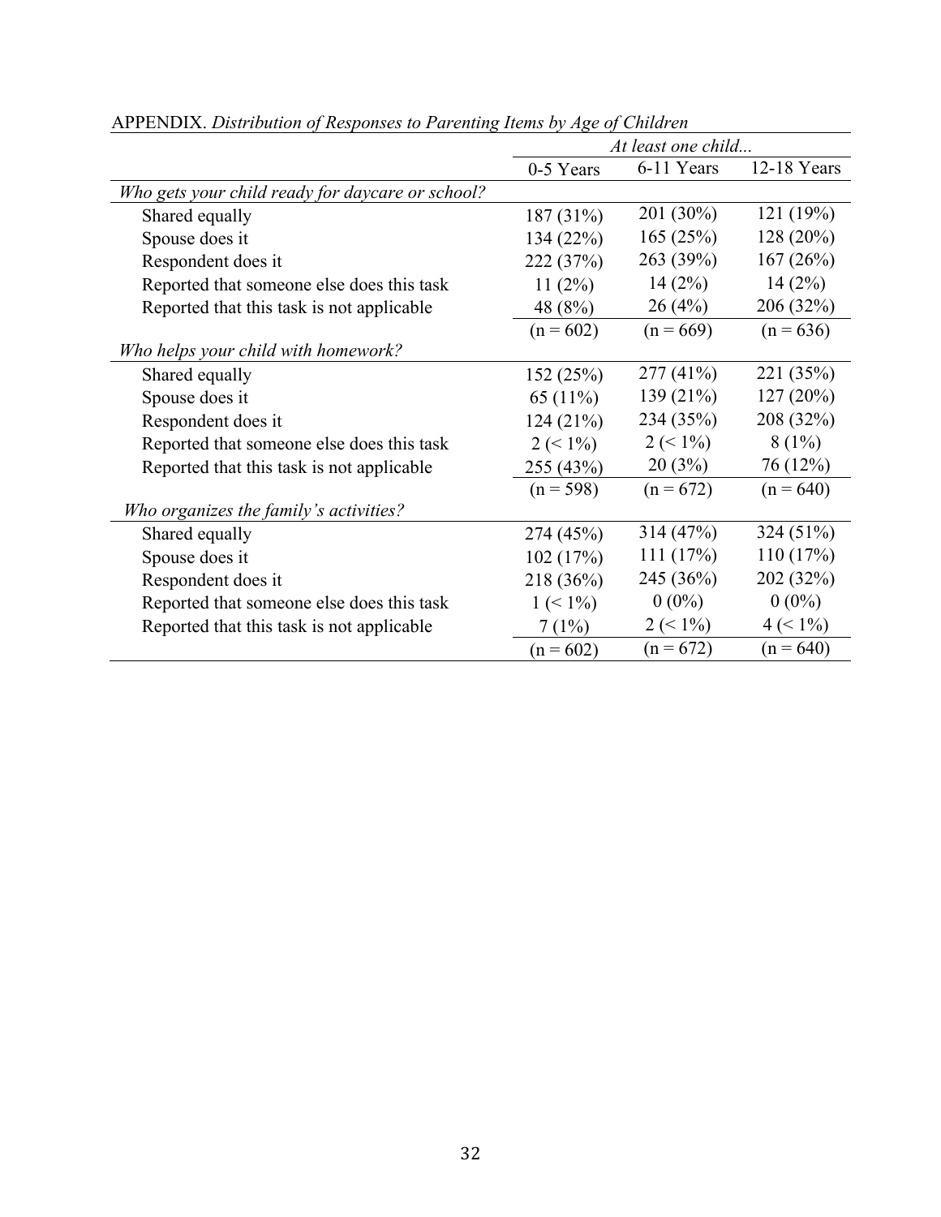APPENDIX. *Distribution of Responses to Parenting Items by Age of Children*

| | *At least one child...* | | |
|---|---|---|---|
| | 0-5 Years | 6-11 Years | 12-18 Years |
| *Who gets your child ready for daycare or school?* | | | |
| Shared equally | 187 (31%) | 201 (30%) | 121 (19%) |
| Spouse does it | 134 (22%) | 165 (25%) | 128 (20%) |
| Respondent does it | 222 (37%) | 263 (39%) | 167 (26%) |
| Reported that someone else does this task | 11 (2%) | 14 (2%) | 14 (2%) |
| Reported that this task is not applicable | 48 (8%) | 26 (4%) | 206 (32%) |
| | (n = 602) | (n = 669) | (n = 636) |
| *Who helps your child with homework?* | | | |
| Shared equally | 152 (25%) | 277 (41%) | 221 (35%) |
| Spouse does it | 65 (11%) | 139 (21%) | 127 (20%) |
| Respondent does it | 124 (21%) | 234 (35%) | 208 (32%) |
| Reported that someone else does this task | 2 (< 1%) | 2 (< 1%) | 8 (1%) |
| Reported that this task is not applicable | 255 (43%) | 20 (3%) | 76 (12%) |
| | (n = 598) | (n = 672) | (n = 640) |
| *Who organizes the family's activities?* | | | |
| Shared equally | 274 (45%) | 314 (47%) | 324 (51%) |
| Spouse does it | 102 (17%) | 111 (17%) | 110 (17%) |
| Respondent does it | 218 (36%) | 245 (36%) | 202 (32%) |
| Reported that someone else does this task | 1 (< 1%) | 0 (0%) | 0 (0%) |
| Reported that this task is not applicable | 7 (1%) | 2 (< 1%) | 4 (< 1%) |
| | (n = 602) | (n = 672) | (n = 640) |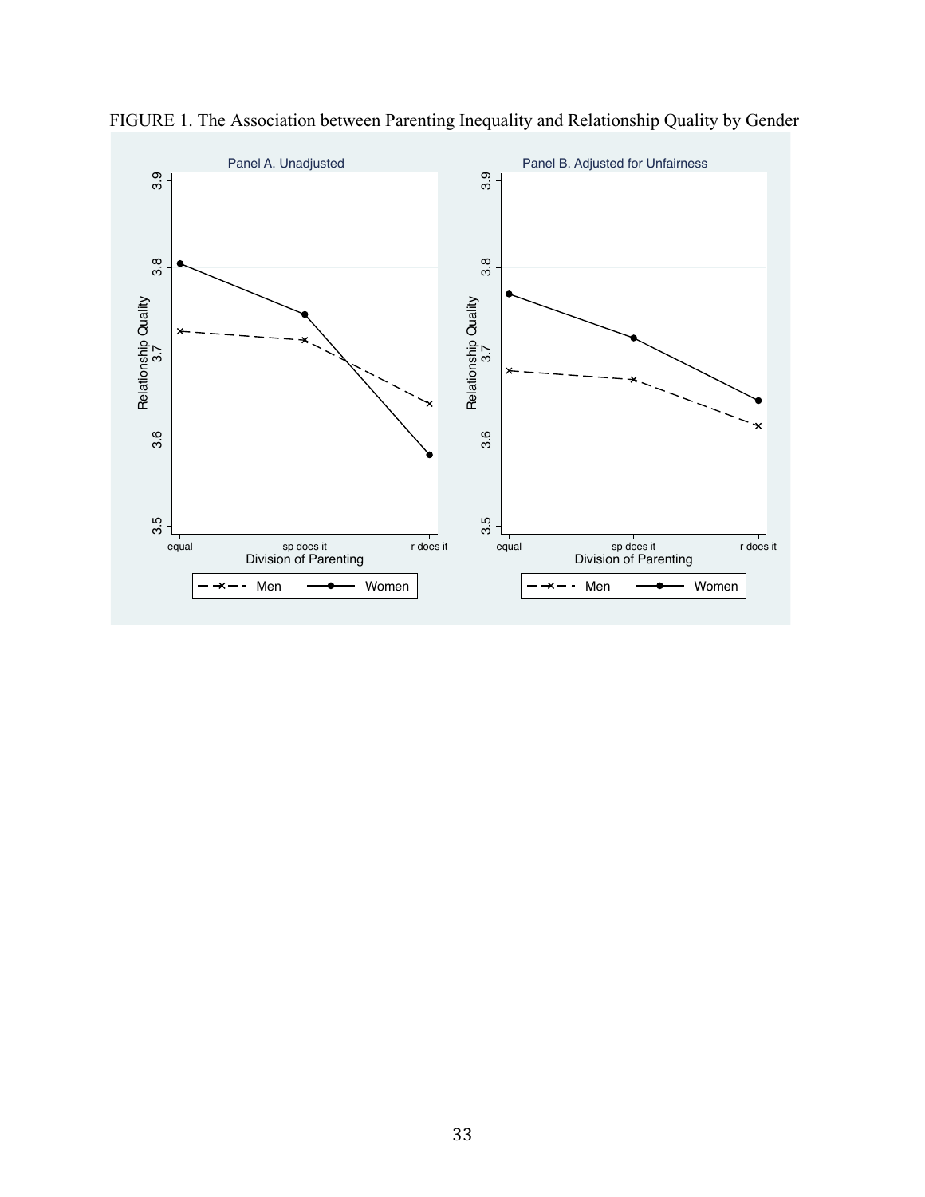FIGURE 1. The Association between Parenting Inequality and Relationship Quality by Gender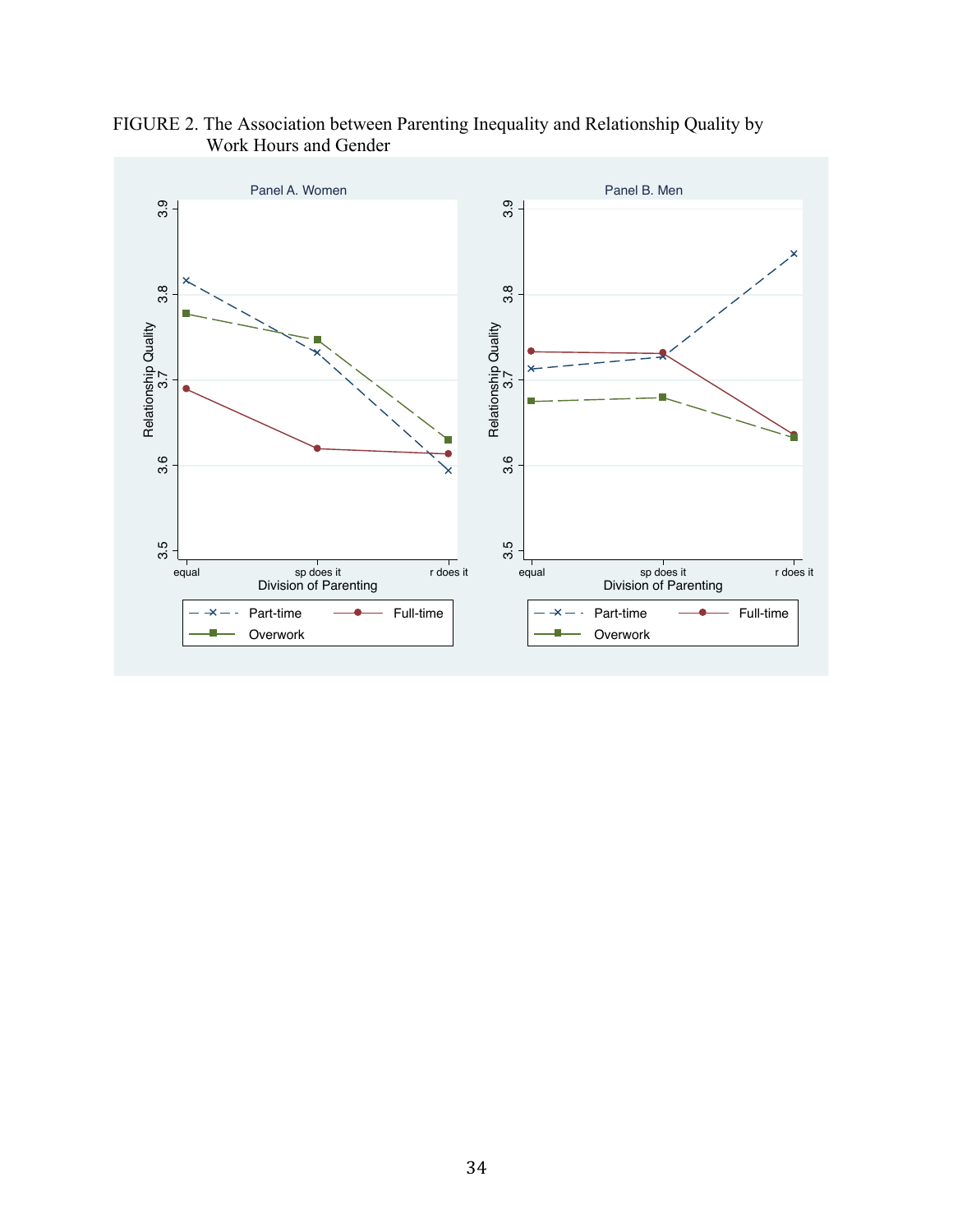FIGURE 2. The Association between Parenting Inequality and Relationship Quality by Work Hours and Gender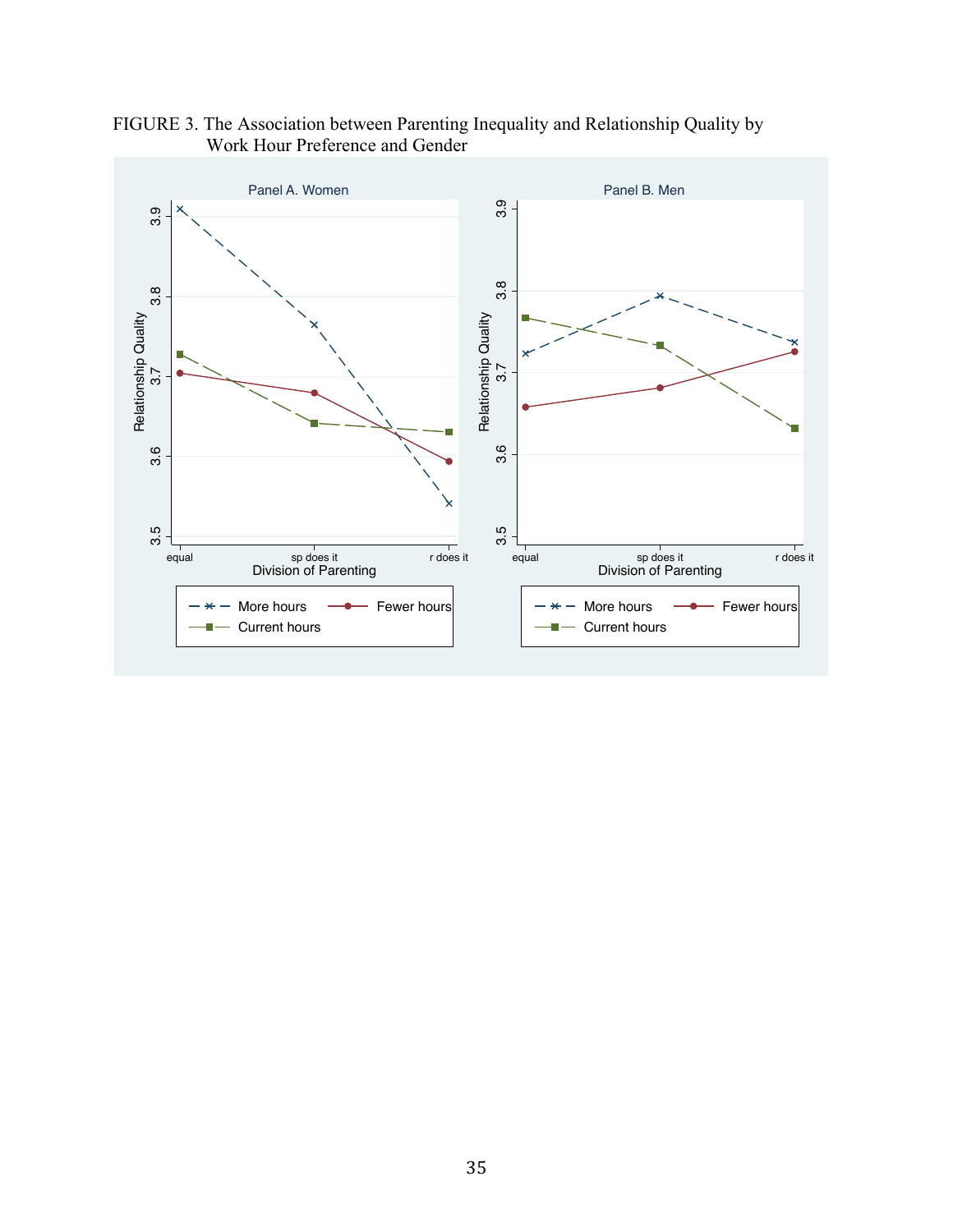FIGURE 3. The Association between Parenting Inequality and Relationship Quality by Work Hour Preference and Gender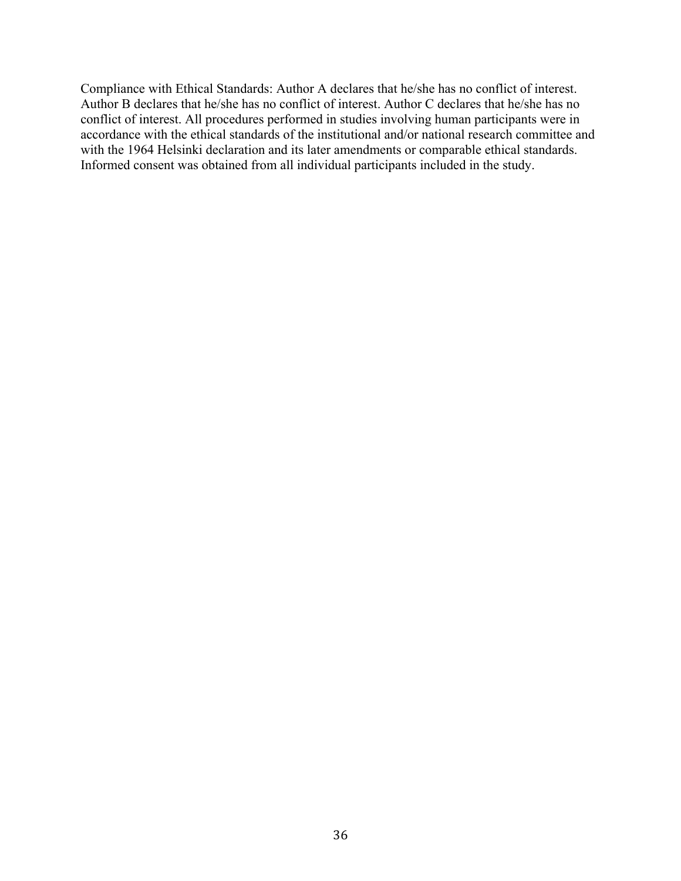Compliance with Ethical Standards: Author A declares that he/she has no conflict of interest. Author B declares that he/she has no conflict of interest. Author C declares that he/she has no conflict of interest. All procedures performed in studies involving human participants were in accordance with the ethical standards of the institutional and/or national research committee and with the 1964 Helsinki declaration and its later amendments or comparable ethical standards. Informed consent was obtained from all individual participants included in the study.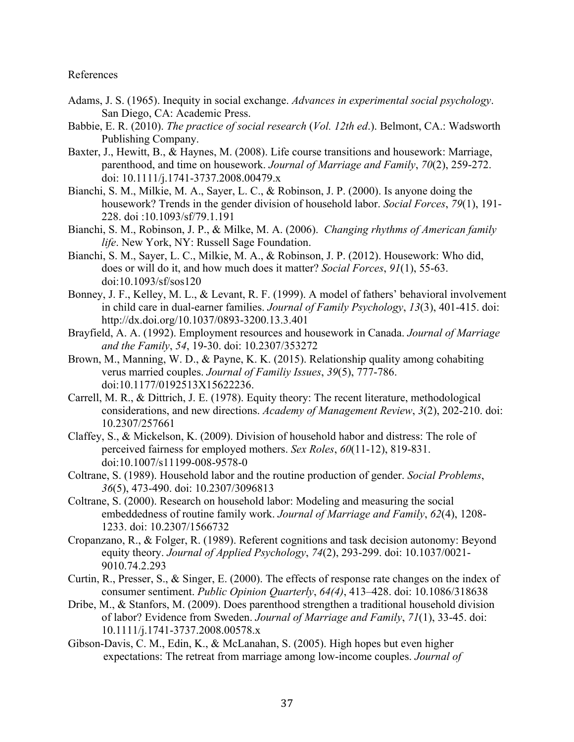References

Adams, J. S. (1965). Inequity in social exchange. *Advances in experimental social psychology*. San Diego, CA: Academic Press.

Babbie, E. R. (2010). *The practice of social research* (*Vol. 12th ed*.). Belmont, CA.: Wadsworth Publishing Company.

Baxter, J., Hewitt, B., & Haynes, M. (2008). Life course transitions and housework: Marriage, parenthood, and time on housework. *Journal of Marriage and Family*, *70*(2), 259-272. doi: 10.1111/j.1741-3737.2008.00479.x

Bianchi, S. M., Milkie, M. A., Sayer, L. C., & Robinson, J. P. (2000). Is anyone doing the housework? Trends in the gender division of household labor. *Social Forces*, *79*(1), 191-228. doi :10.1093/sf/79.1.191

Bianchi, S. M., Robinson, J. P., & Milke, M. A. (2006). *Changing rhythms of American family life*. New York, NY: Russell Sage Foundation.

Bianchi, S. M., Sayer, L. C., Milkie, M. A., & Robinson, J. P. (2012). Housework: Who did, does or will do it, and how much does it matter? *Social Forces*, *91*(1), 55-63. doi:10.1093/sf/sos120

Bonney, J. F., Kelley, M. L., & Levant, R. F. (1999). A model of fathers' behavioral involvement in child care in dual-earner families. *Journal of Family Psychology*, *13*(3), 401-415. doi: http://dx.doi.org/10.1037/0893-3200.13.3.401

Brayfield, A. A. (1992). Employment resources and housework in Canada. *Journal of Marriage and the Family*, *54*, 19-30. doi: 10.2307/353272

Brown, M., Manning, W. D., & Payne, K. K. (2015). Relationship quality among cohabiting verus married couples. *Journal of Familiy Issues*, *39*(5), 777-786. doi:10.1177/0192513X15622236.

Carrell, M. R., & Dittrich, J. E. (1978). Equity theory: The recent literature, methodological considerations, and new directions. *Academy of Management Review*, *3*(2), 202-210. doi: 10.2307/257661

Claffey, S., & Mickelson, K. (2009). Division of household habor and distress: The role of perceived fairness for employed mothers. *Sex Roles*, *60*(11-12), 819-831. doi:10.1007/s11199-008-9578-0

Coltrane, S. (1989). Household labor and the routine production of gender. *Social Problems*, *36*(5), 473-490. doi: 10.2307/3096813

Coltrane, S. (2000). Research on household labor: Modeling and measuring the social embeddedness of routine family work. *Journal of Marriage and Family*, *62*(4), 1208-1233. doi: 10.2307/1566732

Cropanzano, R., & Folger, R. (1989). Referent cognitions and task decision autonomy: Beyond equity theory. *Journal of Applied Psychology*, *74*(2), 293-299. doi: 10.1037/0021-9010.74.2.293

Curtin, R., Presser, S., & Singer, E. (2000). The effects of response rate changes on the index of consumer sentiment. *Public Opinion Quarterly*, *64(4)*, 413–428. doi: 10.1086/318638

Dribe, M., & Stanfors, M. (2009). Does parenthood strengthen a traditional household division of labor? Evidence from Sweden. *Journal of Marriage and Family*, *71*(1), 33-45. doi: 10.1111/j.1741-3737.2008.00578.x

Gibson-Davis, C. M., Edin, K., & McLanahan, S. (2005). High hopes but even higher expectations: The retreat from marriage among low-income couples. *Journal of*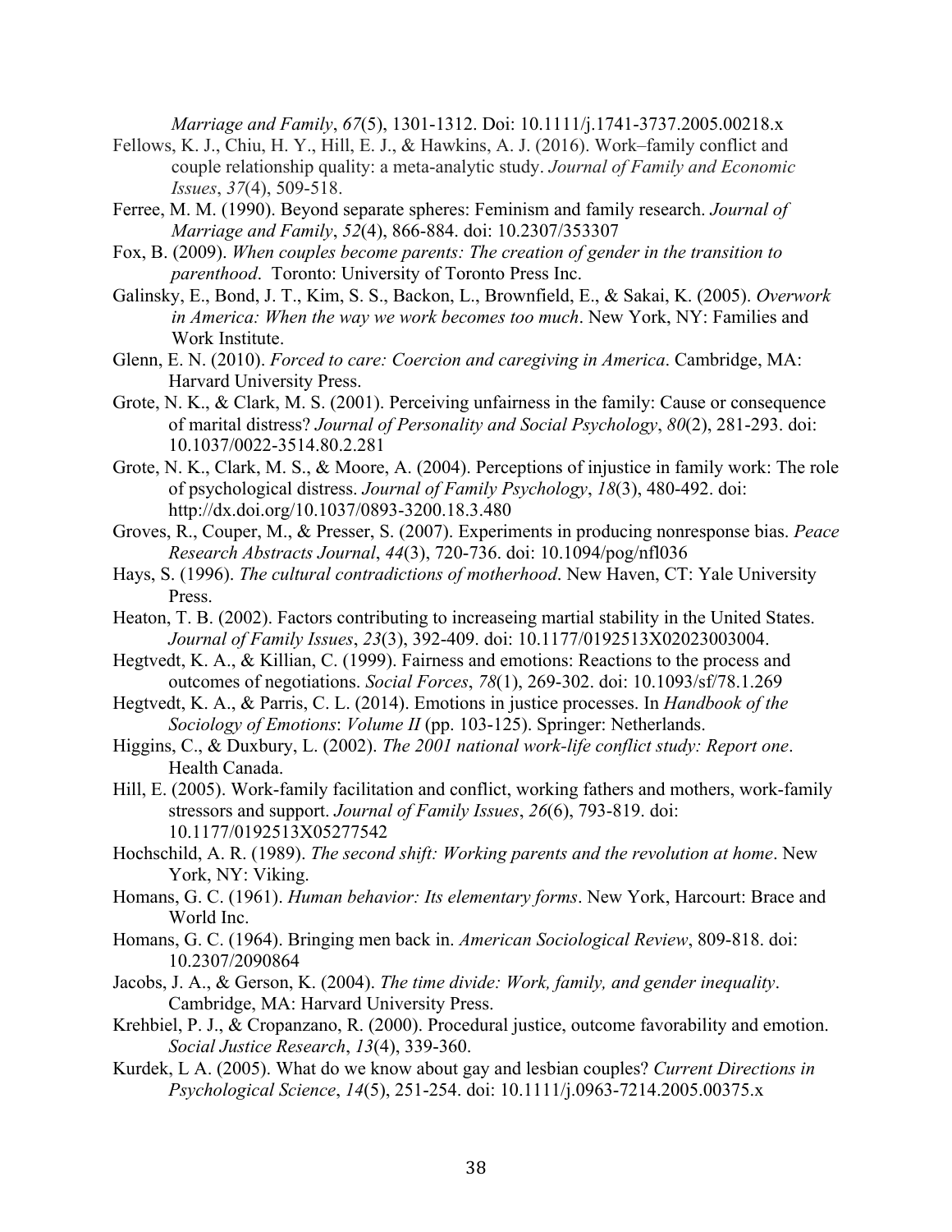*Marriage and Family*, *67*(5), 1301-1312. Doi: 10.1111/j.1741-3737.2005.00218.x

Fellows, K. J., Chiu, H. Y., Hill, E. J., & Hawkins, A. J. (2016). Work–family conflict and couple relationship quality: a meta-analytic study. *Journal of Family and Economic Issues*, *37*(4), 509-518.

Ferree, M. M. (1990). Beyond separate spheres: Feminism and family research. *Journal of Marriage and Family*, *52*(4), 866-884. doi: 10.2307/353307

Fox, B. (2009). *When couples become parents: The creation of gender in the transition to parenthood*. Toronto: University of Toronto Press Inc.

Galinsky, E., Bond, J. T., Kim, S. S., Backon, L., Brownfield, E., & Sakai, K. (2005). *Overwork in America: When the way we work becomes too much*. New York, NY: Families and Work Institute.

Glenn, E. N. (2010). *Forced to care: Coercion and caregiving in America*. Cambridge, MA: Harvard University Press.

Grote, N. K., & Clark, M. S. (2001). Perceiving unfairness in the family: Cause or consequence of marital distress? *Journal of Personality and Social Psychology*, *80*(2), 281-293. doi: 10.1037/0022-3514.80.2.281

Grote, N. K., Clark, M. S., & Moore, A. (2004). Perceptions of injustice in family work: The role of psychological distress. *Journal of Family Psychology*, *18*(3), 480-492. doi: http://dx.doi.org/10.1037/0893-3200.18.3.480

Groves, R., Couper, M., & Presser, S. (2007). Experiments in producing nonresponse bias. *Peace Research Abstracts Journal*, *44*(3), 720-736. doi: 10.1094/pog/nfl036

Hays, S. (1996). *The cultural contradictions of motherhood*. New Haven, CT: Yale University Press.

Heaton, T. B. (2002). Factors contributing to increaseing martial stability in the United States. *Journal of Family Issues*, *23*(3), 392-409. doi: 10.1177/0192513X02023003004.

Hegtvedt, K. A., & Killian, C. (1999). Fairness and emotions: Reactions to the process and outcomes of negotiations. *Social Forces*, *78*(1), 269-302. doi: 10.1093/sf/78.1.269

Hegtvedt, K. A., & Parris, C. L. (2014). Emotions in justice processes. In *Handbook of the Sociology of Emotions*: *Volume II* (pp. 103-125). Springer: Netherlands.

Higgins, C., & Duxbury, L. (2002). *The 2001 national work-life conflict study: Report one*. Health Canada.

Hill, E. (2005). Work-family facilitation and conflict, working fathers and mothers, work-family stressors and support. *Journal of Family Issues*, *26*(6), 793-819. doi: 10.1177/0192513X05277542

Hochschild, A. R. (1989). *The second shift: Working parents and the revolution at home*. New York, NY: Viking.

Homans, G. C. (1961). *Human behavior: Its elementary forms*. New York, Harcourt: Brace and World Inc.

Homans, G. C. (1964). Bringing men back in. *American Sociological Review*, 809-818. doi: 10.2307/2090864

Jacobs, J. A., & Gerson, K. (2004). *The time divide: Work, family, and gender inequality*. Cambridge, MA: Harvard University Press.

Krehbiel, P. J., & Cropanzano, R. (2000). Procedural justice, outcome favorability and emotion. *Social Justice Research*, *13*(4), 339-360.

Kurdek, L A. (2005). What do we know about gay and lesbian couples? *Current Directions in Psychological Science*, *14*(5), 251-254. doi: 10.1111/j.0963-7214.2005.00375.x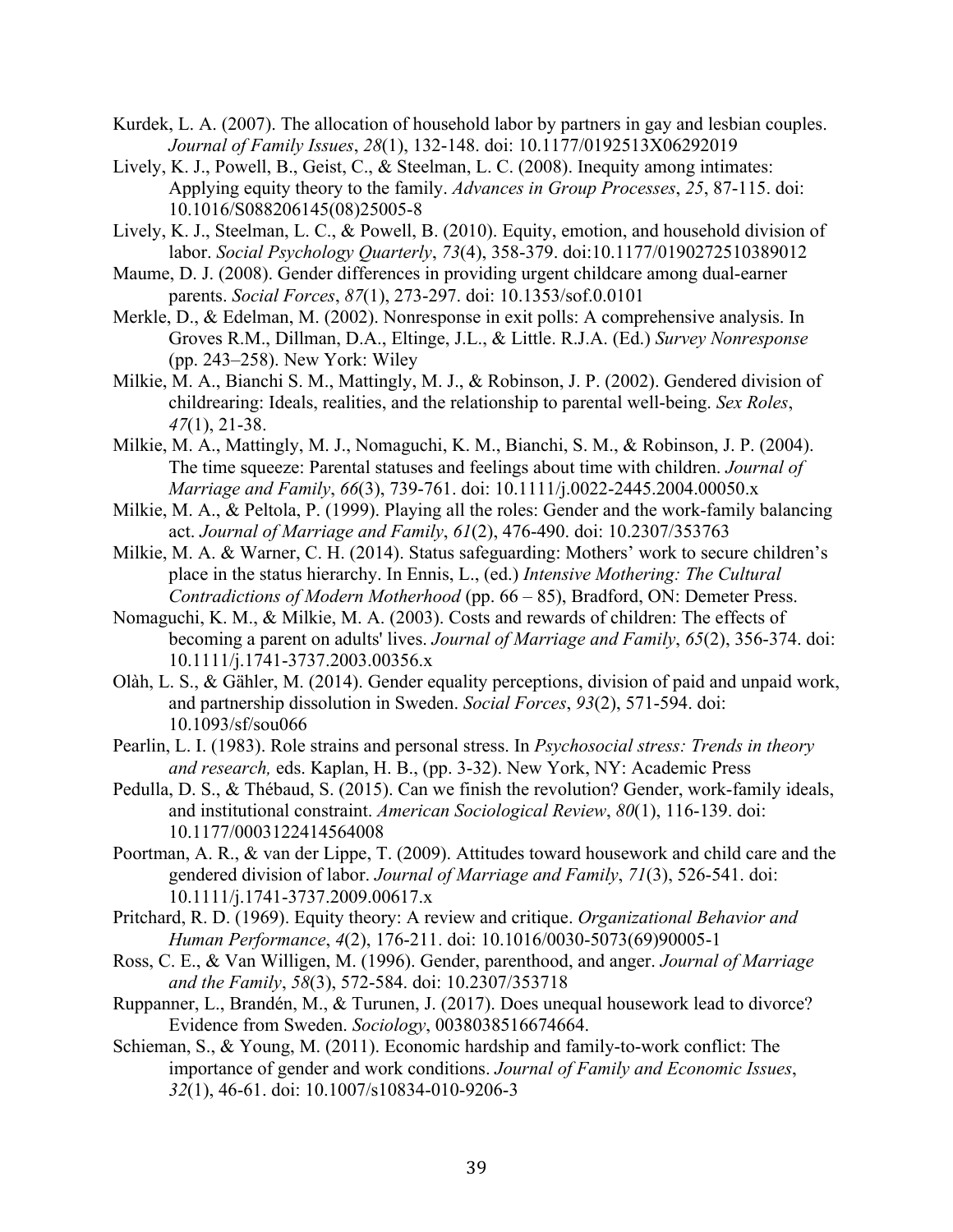Kurdek, L. A. (2007). The allocation of household labor by partners in gay and lesbian couples. *Journal of Family Issues*, *28*(1), 132-148. doi: 10.1177/0192513X06292019

Lively, K. J., Powell, B., Geist, C., & Steelman, L. C. (2008). Inequity among intimates: Applying equity theory to the family. *Advances in Group Processes*, *25*, 87-115. doi: 10.1016/S088206145(08)25005-8

Lively, K. J., Steelman, L. C., & Powell, B. (2010). Equity, emotion, and household division of labor. *Social Psychology Quarterly*, *73*(4), 358-379. doi:10.1177/0190272510389012

Maume, D. J. (2008). Gender differences in providing urgent childcare among dual-earner parents. *Social Forces*, *87*(1), 273-297. doi: 10.1353/sof.0.0101

Merkle, D., & Edelman, M. (2002). Nonresponse in exit polls: A comprehensive analysis. In Groves R.M., Dillman, D.A., Eltinge, J.L., & Little. R.J.A. (Ed.) *Survey Nonresponse* (pp. 243–258). New York: Wiley

Milkie, M. A., Bianchi S. M., Mattingly, M. J., & Robinson, J. P. (2002). Gendered division of childrearing: Ideals, realities, and the relationship to parental well-being. *Sex Roles*, *47*(1), 21-38.

Milkie, M. A., Mattingly, M. J., Nomaguchi, K. M., Bianchi, S. M., & Robinson, J. P. (2004). The time squeeze: Parental statuses and feelings about time with children. *Journal of Marriage and Family*, *66*(3), 739-761. doi: 10.1111/j.0022-2445.2004.00050.x

Milkie, M. A., & Peltola, P. (1999). Playing all the roles: Gender and the work-family balancing act. *Journal of Marriage and Family*, *61*(2), 476-490. doi: 10.2307/353763

Milkie, M. A. & Warner, C. H. (2014). Status safeguarding: Mothers' work to secure children's place in the status hierarchy. In Ennis, L., (ed.) *Intensive Mothering: The Cultural Contradictions of Modern Motherhood* (pp. 66 – 85), Bradford, ON: Demeter Press.

Nomaguchi, K. M., & Milkie, M. A. (2003). Costs and rewards of children: The effects of becoming a parent on adults' lives. *Journal of Marriage and Family*, *65*(2), 356-374. doi: 10.1111/j.1741-3737.2003.00356.x

Olàh, L. S., & Gähler, M. (2014). Gender equality perceptions, division of paid and unpaid work, and partnership dissolution in Sweden. *Social Forces*, *93*(2), 571-594. doi: 10.1093/sf/sou066

Pearlin, L. I. (1983). Role strains and personal stress. In *Psychosocial stress: Trends in theory and research,* eds. Kaplan, H. B., (pp. 3-32). New York, NY: Academic Press

Pedulla, D. S., & Thébaud, S. (2015). Can we finish the revolution? Gender, work-family ideals, and institutional constraint. *American Sociological Review*, *80*(1), 116-139. doi: 10.1177/0003122414564008

Poortman, A. R., & van der Lippe, T. (2009). Attitudes toward housework and child care and the gendered division of labor. *Journal of Marriage and Family*, *71*(3), 526-541. doi: 10.1111/j.1741-3737.2009.00617.x

Pritchard, R. D. (1969). Equity theory: A review and critique. *Organizational Behavior and Human Performance*, *4*(2), 176-211. doi: 10.1016/0030-5073(69)90005-1

Ross, C. E., & Van Willigen, M. (1996). Gender, parenthood, and anger. *Journal of Marriage and the Family*, *58*(3), 572-584. doi: 10.2307/353718

Ruppanner, L., Brandén, M., & Turunen, J. (2017). Does unequal housework lead to divorce? Evidence from Sweden. *Sociology*, 0038038516674664.

Schieman, S., & Young, M. (2011). Economic hardship and family-to-work conflict: The importance of gender and work conditions. *Journal of Family and Economic Issues*, *32*(1), 46-61. doi: 10.1007/s10834-010-9206-3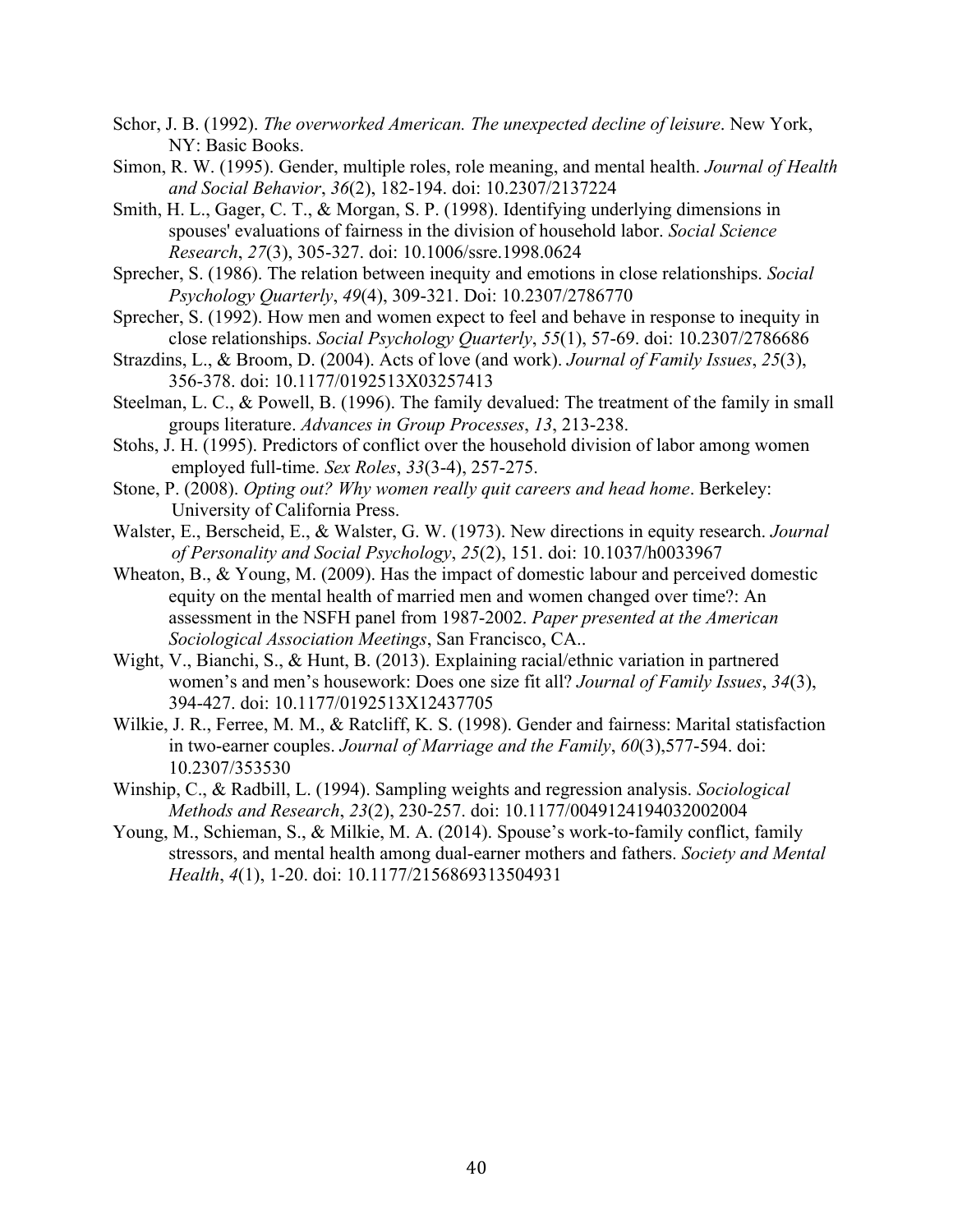Schor, J. B. (1992). *The overworked American. The unexpected decline of leisure*. New York, NY: Basic Books.

Simon, R. W. (1995). Gender, multiple roles, role meaning, and mental health. *Journal of Health and Social Behavior*, *36*(2), 182-194. doi: 10.2307/2137224

Smith, H. L., Gager, C. T., & Morgan, S. P. (1998). Identifying underlying dimensions in spouses' evaluations of fairness in the division of household labor. *Social Science Research*, *27*(3), 305-327. doi: 10.1006/ssre.1998.0624

Sprecher, S. (1986). The relation between inequity and emotions in close relationships. *Social Psychology Quarterly*, *49*(4), 309-321. Doi: 10.2307/2786770

Sprecher, S. (1992). How men and women expect to feel and behave in response to inequity in close relationships. *Social Psychology Quarterly*, *55*(1), 57-69. doi: 10.2307/2786686

Strazdins, L., & Broom, D. (2004). Acts of love (and work). *Journal of Family Issues*, *25*(3), 356-378. doi: 10.1177/0192513X03257413

Steelman, L. C., & Powell, B. (1996). The family devalued: The treatment of the family in small groups literature. *Advances in Group Processes*, *13*, 213-238.

Stohs, J. H. (1995). Predictors of conflict over the household division of labor among women employed full-time. *Sex Roles*, *33*(3-4), 257-275.

Stone, P. (2008). *Opting out? Why women really quit careers and head home*. Berkeley: University of California Press.

Walster, E., Berscheid, E., & Walster, G. W. (1973). New directions in equity research. *Journal of Personality and Social Psychology*, *25*(2), 151. doi: 10.1037/h0033967

Wheaton, B., & Young, M. (2009). Has the impact of domestic labour and perceived domestic equity on the mental health of married men and women changed over time?: An assessment in the NSFH panel from 1987-2002. *Paper presented at the American Sociological Association Meetings*, San Francisco, CA..

Wight, V., Bianchi, S., & Hunt, B. (2013). Explaining racial/ethnic variation in partnered women's and men's housework: Does one size fit all? *Journal of Family Issues*, *34*(3), 394-427. doi: 10.1177/0192513X12437705

Wilkie, J. R., Ferree, M. M., & Ratcliff, K. S. (1998). Gender and fairness: Marital satisfaction in two-earner couples. *Journal of Marriage and the Family*, *60*(3),577-594. doi: 10.2307/353530

Winship, C., & Radbill, L. (1994). Sampling weights and regression analysis. *Sociological Methods and Research*, *23*(2), 230-257. doi: 10.1177/0049124194032002004

Young, M., Schieman, S., & Milkie, M. A. (2014). Spouse's work-to-family conflict, family stressors, and mental health among dual-earner mothers and fathers. *Society and Mental Health*, *4*(1), 1-20. doi: 10.1177/2156869313504931